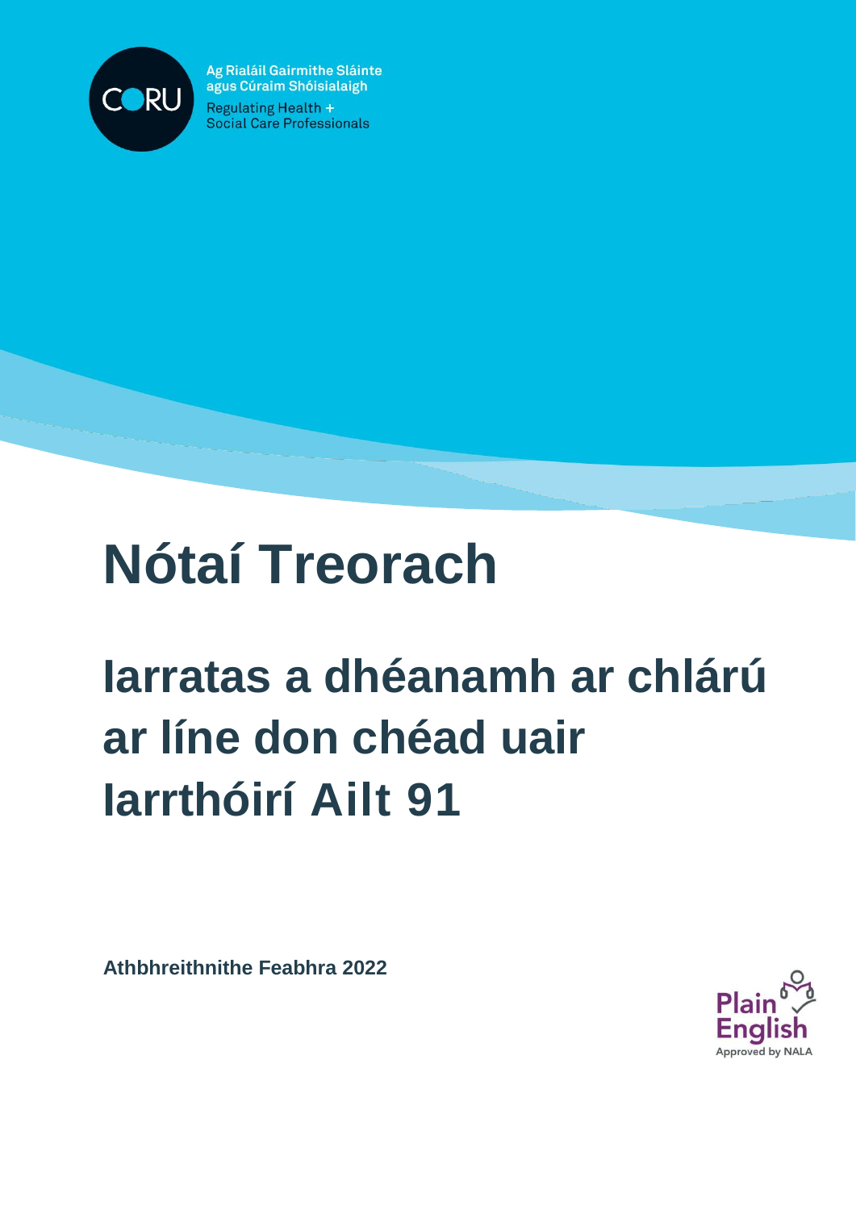Ag Rialáil Gairmithe Sláinte agus Cúraim Shóisialaigh

Regulating Health + Social Care Professionals

# Nótaí Treorach

## Iarratas a dhéanamh ar chlárú ar líne don chéad uair Iarrthóirí Ailt 91

**Athbhreithnithe Feabhra 2022**

Plain English Approved by NALA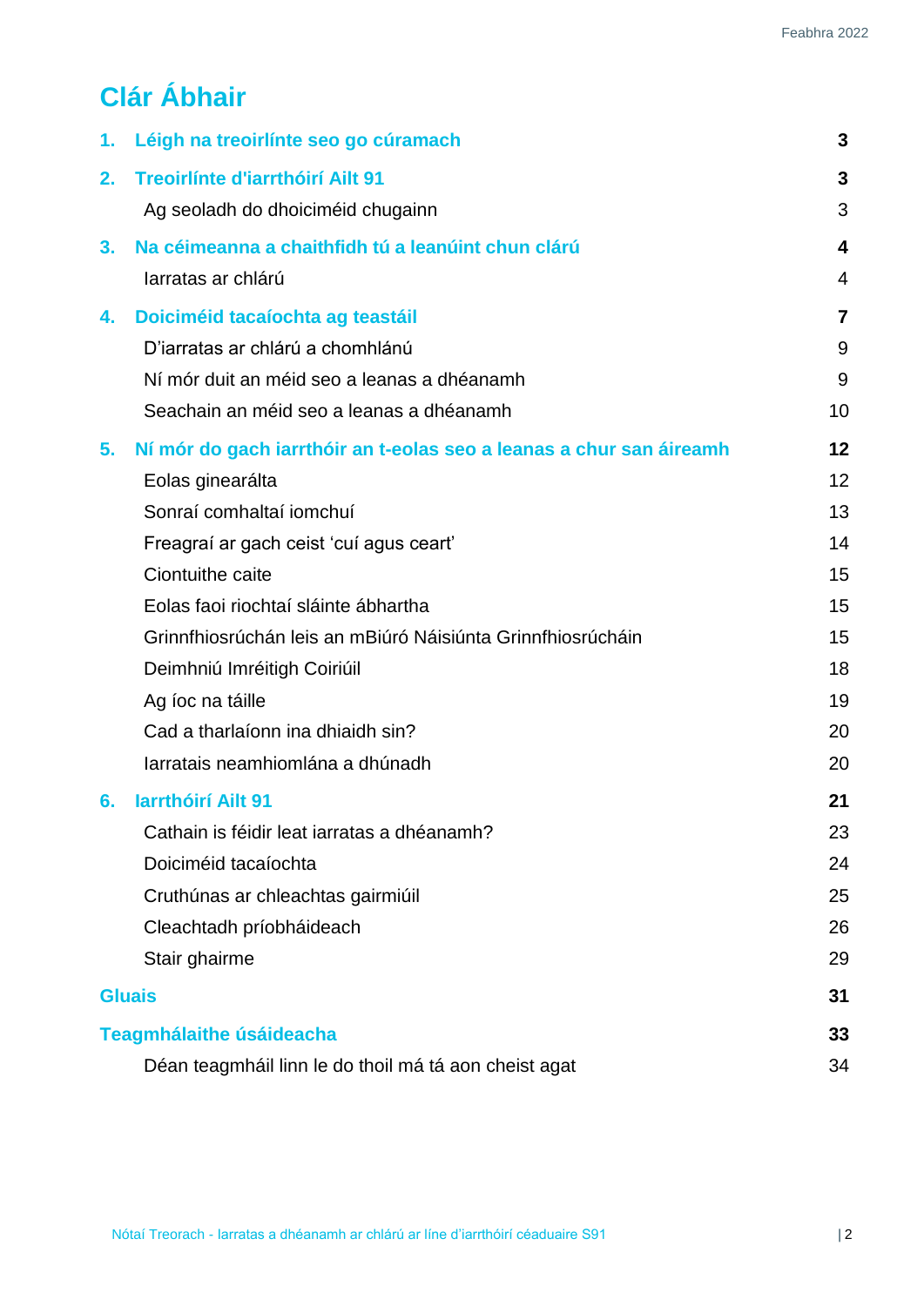# Clár Ábhair

| | |
|---|---|
| **1. Léigh na treoirlínte seo go cúramach** | **3** |
| **2. Treoirlínte d'iarrthóirí Ailt 91** | **3** |
| Ag seoladh do dhoiciméid chugainn | 3 |
| **3. Na céimeanna a chaithfidh tú a leanúint chun clárú** | **4** |
| Iarratas ar chlárú | 4 |
| **4. Doiciméid tacaíochta ag teastáil** | **7** |
| D'iarratas ar chlárú a chomhlánú | 9 |
| Ní mór duit an méid seo a leanas a dhéanamh | 9 |
| Seachain an méid seo a leanas a dhéanamh | 10 |
| **5. Ní mór do gach iarrthóir an t-eolas seo a leanas a chur san áireamh** | **12** |
| Eolas ginearálta | 12 |
| Sonraí comhaltaí iomchuí | 13 |
| Freagraí ar gach ceist 'cuí agus ceart' | 14 |
| Ciontuithe caite | 15 |
| Eolas faoi riochtaí sláinte ábhartha | 15 |
| Grinnfhiosrúchán leis an mBiúró Náisiúnta Grinnfhiosrúcháin | 15 |
| Deimhniú Imréitigh Coiriúil | 18 |
| Ag íoc na táille | 19 |
| Cad a tharlaíonn ina dhiaidh sin? | 20 |
| Iarratais neamhiomlána a dhúnadh | 20 |
| **6. Iarrthóirí Ailt 91** | **21** |
| Cathain is féidir leat iarratas a dhéanamh? | 23 |
| Doiciméid tacaíochta | 24 |
| Cruthúnas ar chleachtas gairmiúil | 25 |
| Cleachtadh príobháideach | 26 |
| Stair ghairme | 29 |
| **Gluais** | **31** |
| **Teagmhálaithe úsáideacha** | **33** |
| Déan teagmháil linn le do thoil má tá aon cheist agat | 34 |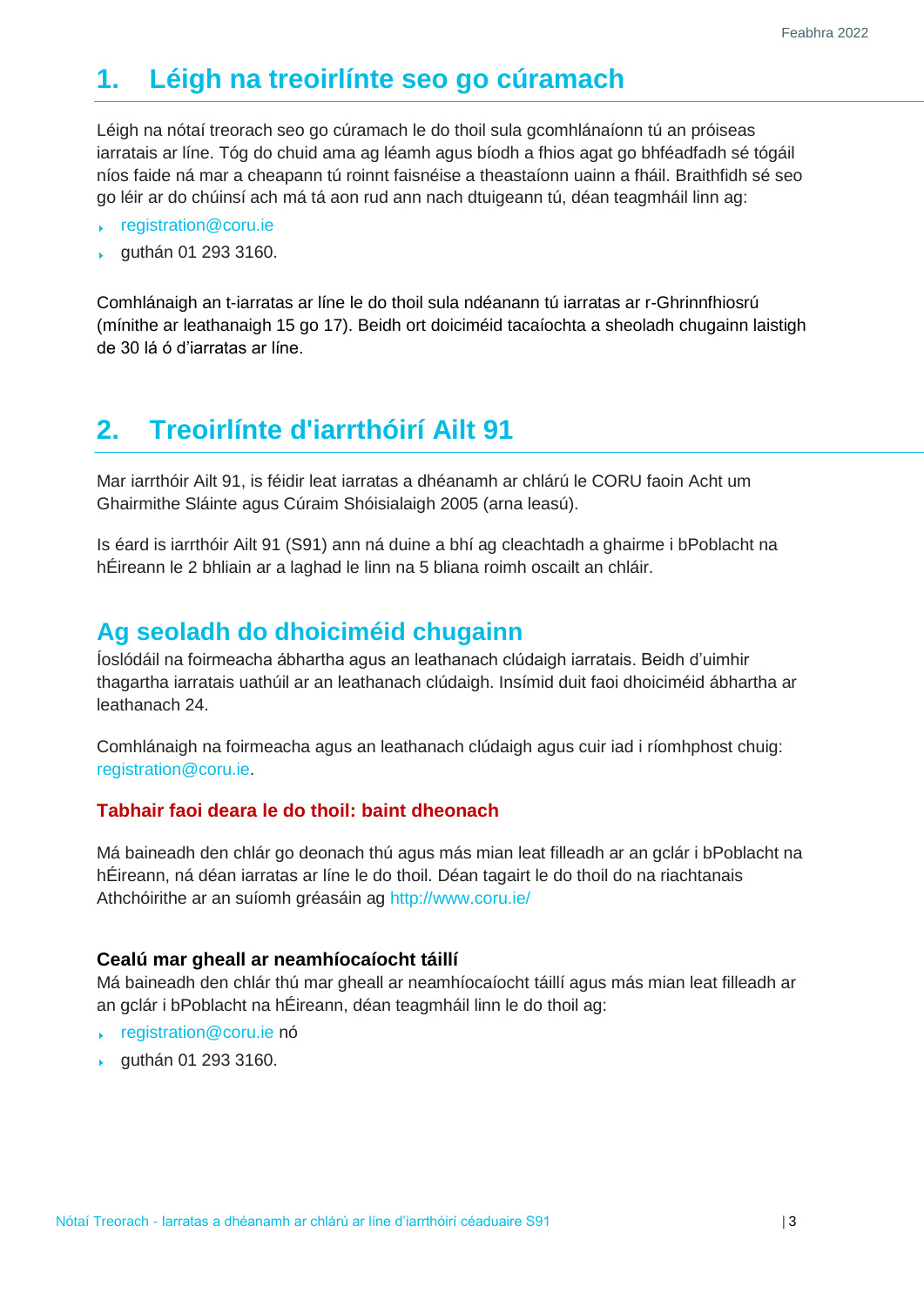## 1. Léigh na treoirlínte seo go cúramach

Léigh na nótaí treorach seo go cúramach le do thoil sula gcomhlánaíonn tú an próiseas iarratais ar líne. Tóg do chuid ama ag léamh agus bíodh a fhios agat go bhféadfadh sé tógáil níos faide ná mar a cheapann tú roinnt faisnéise a theastaíonn uainn a fháil. Braithfidh sé seo go léir ar do chúinsí ach má tá aon rud ann nach dtuigeann tú, déan teagmháil linn ag:

- registration@coru.ie
- guthán 01 293 3160.

Comhlánaigh an t-iarratas ar líne le do thoil sula ndéanann tú iarratas ar r-Ghrinnfhiosrú (mínithe ar leathanaigh 15 go 17). Beidh ort doiciméid tacaíochta a sheoladh chugainn laistigh de 30 lá ó d'iarratas ar líne.

## 2. Treoirlínte d'iarrthóirí Ailt 91

Mar iarrthóir Ailt 91, is féidir leat iarratas a dhéanamh ar chlárú le CORU faoin Acht um Ghairmithe Sláinte agus Cúraim Shóisialaigh 2005 (arna leasú).

Is éard is iarrthóir Ailt 91 (S91) ann ná duine a bhí ag cleachtadh a ghairme i bPoblacht na hÉireann le 2 bhliain ar a laghad le linn na 5 bliana roimh oscailt an chláir.

## Ag seoladh do dhoiciméid chugainn

Íoslódáil na foirmeacha ábhartha agus an leathanach clúdaigh iarratais. Beidh d'uimhir thagartha iarratais uathúil ar an leathanach clúdaigh. Insímid duit faoi dhoiciméid ábhartha ar leathanach 24.

Comhlánaigh na foirmeacha agus an leathanach clúdaigh agus cuir iad i ríomhphost chuig: registration@coru.ie.

### Tabhair faoi deara le do thoil: baint dheonach

Má baineadh den chlár go deonach thú agus más mian leat filleadh ar an gclár i bPoblacht na hÉireann, ná déan iarratas ar líne le do thoil. Déan tagairt le do thoil do na riachtanais Athchóirithe ar an suíomh gréasáin ag http://www.coru.ie/

### Cealú mar gheall ar neamhíocaíocht táillí

Má baineadh den chlár thú mar gheall ar neamhíocaíocht táillí agus más mian leat filleadh ar an gclár i bPoblacht na hÉireann, déan teagmháil linn le do thoil ag:

- registration@coru.ie nó
- guthán 01 293 3160.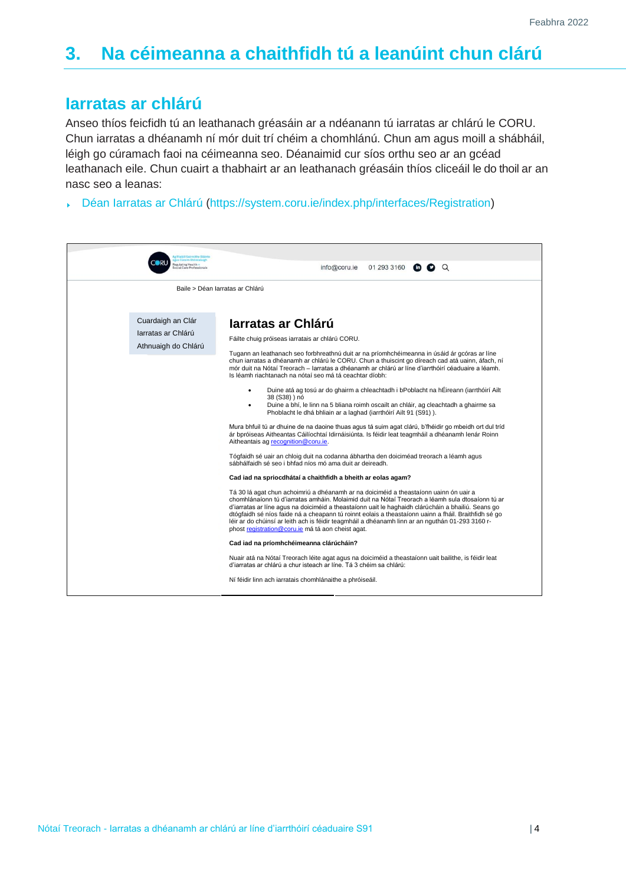# 3. Na céimeanna a chaithfidh tú a leanúint chun clárú

## Iarratas ar chlárú

Anseo thíos feicfidh tú an leathanach gréasáin ar a ndéanann tú iarratas ar chlárú le CORU. Chun iarratas a dhéanamh ní mór duit trí chéim a chomhlánú. Chun am agus moill a shábháil, léigh go cúramach faoi na céimeanna seo. Déanaimid cur síos orthu seo ar an gcéad leathanach eile. Chun cuairt a thabhairt ar an leathanach gréasáin thíos cliceáil le do thoil ar an nasc seo a leanas:

- Déan Iarratas ar Chlárú (https://system.coru.ie/index.php/interfaces/Registration)

info@coru.ie 01 293 3160

Baile > Déan Iarratas ar Chlárú

- Cuardaigh an Clár
- Iarratas ar Chlárú
- Athnuaigh do Chlárú

### Iarratas ar Chlárú

Fáilte chuig próiseas iarratais ar chlárú CORU.

Tugann an leathanach seo forbhreathnú duit ar na príomhchéimeanna in úsáid ár gcóras ar líne chun iarratas a dhéanamh ar chlárú le CORU. Chun a thuiscint go díreach cad atá uainn, áfach, ní mór duit na Nótaí Treorach – Iarratas a dhéanamh ar chlárú ar líne d'iarrthóirí céaduaire a léamh. Is léamh riachtanach na nótaí seo má tá ceachtar díobh:

- Duine atá ag tosú ar do ghairm a chleachtadh i bPoblacht na hÉireann (iarrthóirí Ailt 38 (S38) ) nó
- Duine a bhí, le linn na 5 bliana roimh oscailt an chláir, ag cleachtadh a ghairme sa Phoblacht le dhá bhliain ar a laghad (iarrthóirí Ailt 91 (S91) ).

Mura bhfuil tú ar dhuine de na daoine thuas agus tá suim agat clárú, b'fhéidir go mbeidh ort dul tríd ár bpróiseas Aitheantas Cáilíochtaí Idirnáisiúnta. Is féidir leat teagmháil a dhéanamh lenár Roinn Aitheantais ag recognition@coru.ie.

Tógfaidh sé uair an chloig duit na codanna ábhartha den doiciméad treorach a léamh agus sábhálfaidh sé seo i bhfad níos mó ama duit ar deireadh.

**Cad iad na spriocdhátaí a chaithfidh a bheith ar eolas agam?**

Tá 30 lá agat chun achoimriú a dhéanamh ar na doiciméid a theastaíonn uainn ón uair a chomhlánaíonn tú d'iarratas amháin. Molaimid duit na Nótaí Treorach a léamh sula dtosaíonn tú ar d'iarratas ar líne agus na doiciméid a theastaíonn uait le haghaidh clárúcháin a bhailiú. Seans go dtógfaidh sé níos faide ná a cheapann tú roinnt eolais a theastaíonn uainn a fháil. Braithfidh sé go léir ar do chúinsí ar leith ach is féidir teagmháil a dhéanamh linn ar an nguthán 01-293 3160 r-phost registration@coru.ie má tá aon cheist agat.

**Cad iad na príomhchéimeanna clárúcháin?**

Nuair atá na Nótaí Treorach léite agat agus na doiciméid a theastaíonn uait bailithe, is féidir leat d'iarratas ar chlárú a chur isteach ar líne. Tá 3 chéim sa chlárú:

Ní féidir linn ach iarratais chomhlánaithe a phróiseáil.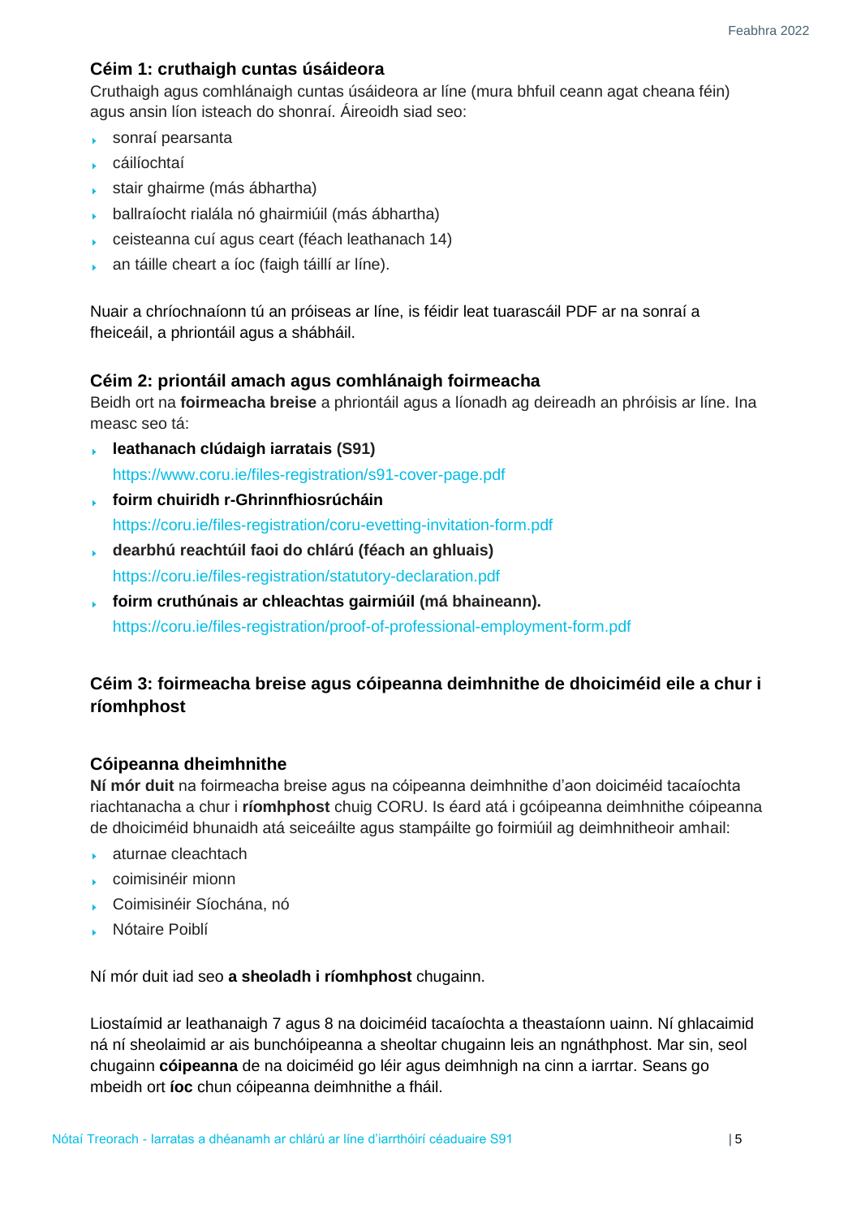### Céim 1: cruthaigh cuntas úsáideora

Cruthaigh agus comhlánaigh cuntas úsáideora ar líne (mura bhfuil ceann agat cheana féin) agus ansin líon isteach do shonraí. Áireoidh siad seo:

- sonraí pearsanta
- cáilíochtaí
- stair ghairme (más ábhartha)
- ballraíocht rialála nó ghairmiúil (más ábhartha)
- ceisteanna cuí agus ceart (féach leathanach 14)
- an táille cheart a íoc (faigh táillí ar líne).

Nuair a chríochnaíonn tú an próiseas ar líne, is féidir leat tuarascáil PDF ar na sonraí a fheiceáil, a phriontáil agus a shábháil.

### Céim 2: priontáil amach agus comhlánaigh foirmeacha

Beidh ort na **foirmeacha breise** a phriontáil agus a líonadh ag deireadh an phróisis ar líne. Ina measc seo tá:

- **leathanach clúdaigh iarratais (S91)**
  https://www.coru.ie/files-registration/s91-cover-page.pdf
- **foirm chuiridh r-Ghrinnfhiosrúcháin**
  https://coru.ie/files-registration/coru-evetting-invitation-form.pdf
- **dearbhú reachtúil faoi do chlárú (féach an ghluais)**
  https://coru.ie/files-registration/statutory-declaration.pdf
- **foirm cruthúnais ar chleachtas gairmiúil (má bhaineann).**
  https://coru.ie/files-registration/proof-of-professional-employment-form.pdf

### Céim 3: foirmeacha breise agus cóipeanna deimhnithe de dhoiciméid eile a chur i ríomhphost

### Cóipeanna dheimhnithe

**Ní mór duit** na foirmeacha breise agus na cóipeanna deimhnithe d'aon doiciméid tacaíochta riachtanacha a chur i **ríomhphost** chuig CORU. Is éard atá i gcóipeanna deimhnithe cóipeanna de dhoiciméid bhunaidh atá seiceáilte agus stampáilte go foirmiúil ag deimhnitheoir amhail:

- aturnae cleachtach
- coimisinéir mionn
- Coimisinéir Síochána, nó
- Nótaire Poiblí

Ní mór duit iad seo **a sheoladh i ríomhphost** chugainn.

Liostaímid ar leathanaigh 7 agus 8 na doiciméid tacaíochta a theastaíonn uainn. Ní ghlacaimid ná ní sheolaimid ar ais bunchóipeanna a sheoltar chugainn leis an ngnáthphost. Mar sin, seol chugainn **cóipeanna** de na doiciméid go léir agus deimhnigh na cinn a iarrtar. Seans go mbeidh ort **íoc** chun cóipeanna deimhnithe a fháil.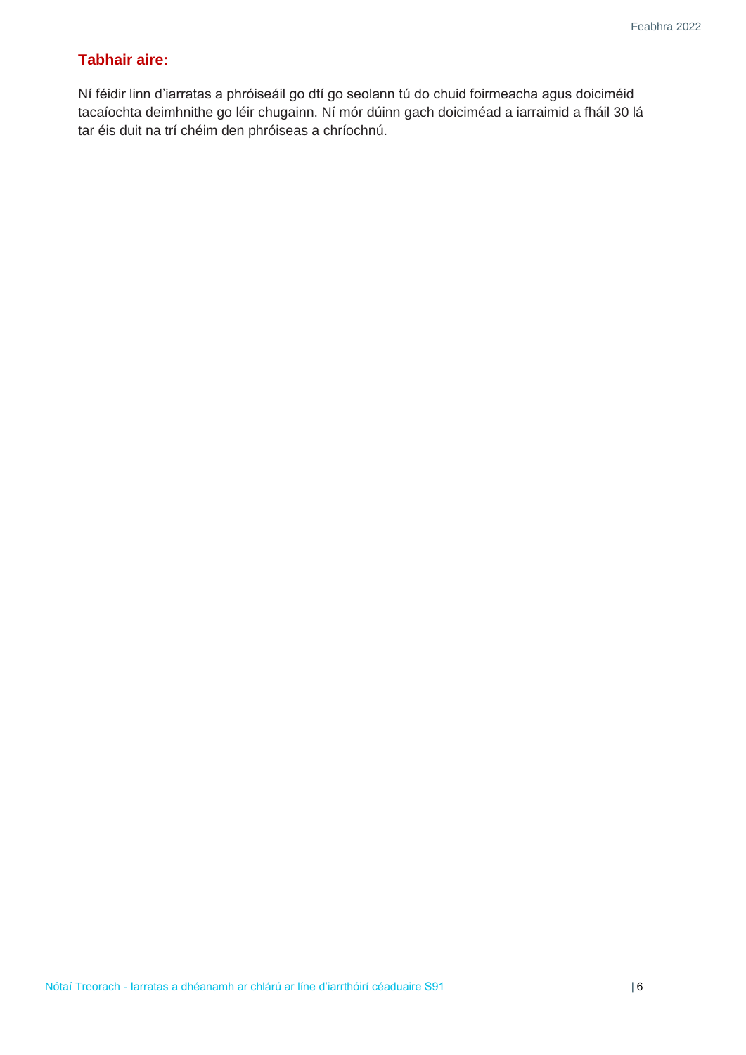**Tabhair aire:**

Ní féidir linn d'iarratas a phróiseáil go dtí go seolann tú do chuid foirmeacha agus doiciméid tacaíochta deimhnithe go léir chugainn. Ní mór dúinn gach doiciméad a iarraimid a fháil 30 lá tar éis duit na trí chéim den phróiseas a chríochnú.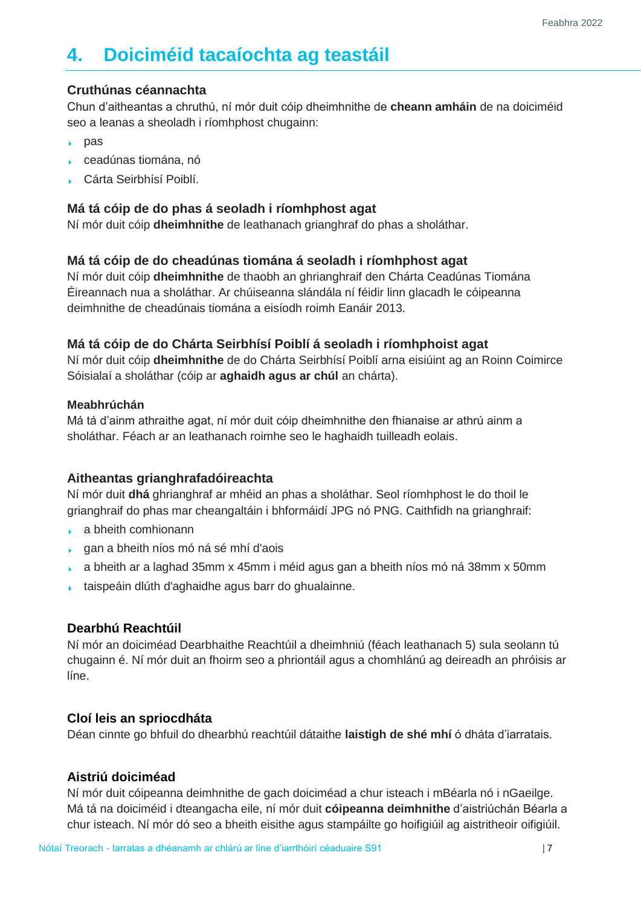## 4. Doiciméid tacaíochta ag teastáil

### Cruthúnas céannachta

Chun d'aitheantas a chruthú, ní mór duit cóip dheimhnithe de **cheann amháin** de na doiciméid seo a leanas a sheoladh i ríomhphost chugainn:

- pas
- ceadúnas tiomána, nó
- Cárta Seirbhísí Poiblí.

### Má tá cóip de do phas á seoladh i ríomhphost agat

Ní mór duit cóip **dheimhnithe** de leathanach grianghraf do phas a sholáthar.

### Má tá cóip de do cheadúnas tiomána á seoladh i ríomhphost agat

Ní mór duit cóip **dheimhnithe** de thaobh an ghrianghraif den Chárta Ceadúnas Tiomána Éireannach nua a sholáthar. Ar chúiseanna slándála ní féidir linn glacadh le cóipeanna deimhnithe de cheadúnais tiomána a eisíodh roimh Eanáir 2013.

### Má tá cóip de do Chárta Seirbhísí Poiblí á seoladh i ríomhphoist agat

Ní mór duit cóip **dheimhnithe** de do Chárta Seirbhísí Poiblí arna eisiúint ag an Roinn Coimirce Sóisialaí a sholáthar (cóip ar **aghaidh agus ar chúl** an chárta).

#### Meabhrúchán

Má tá d'ainm athraithe agat, ní mór duit cóip dheimhnithe den fhianaise ar athrú ainm a sholáthar. Féach ar an leathanach roimhe seo le haghaidh tuilleadh eolais.

### Aitheantas grianghrafadóireachta

Ní mór duit **dhá** ghrianghraf ar mhéid an phas a sholáthar. Seol ríomhphost le do thoil le grianghraif do phas mar cheangaltáin i bhformáidí JPG nó PNG. Caithfidh na grianghraif:

- a bheith comhionann
- gan a bheith níos mó ná sé mhí d'aois
- a bheith ar a laghad 35mm x 45mm i méid agus gan a bheith níos mó ná 38mm x 50mm
- taispeáin dlúth d'aghaidhe agus barr do ghualainne.

### Dearbhú Reachtúil

Ní mór an doiciméad Dearbhaithe Reachtúil a dheimhniú (féach leathanach 5) sula seolann tú chugainn é. Ní mór duit an fhoirm seo a phriontáil agus a chomhlánú ag deireadh an phróisis ar líne.

### Cloí leis an spriocdháta

Déan cinnte go bhfuil do dhearbhú reachtúil dátaithe **laistigh de shé mhí** ó dháta d'iarratais.

### Aistriú doiciméad

Ní mór duit cóipeanna deimhnithe de gach doiciméad a chur isteach i mBéarla nó i nGaeilge. Má tá na doiciméid i dteangacha eile, ní mór duit **cóipeanna deimhnithe** d'aistriúchán Béarla a chur isteach. Ní mór dó seo a bheith eisithe agus stampáilte go hoifigiúil ag aistritheoir oifigiúil.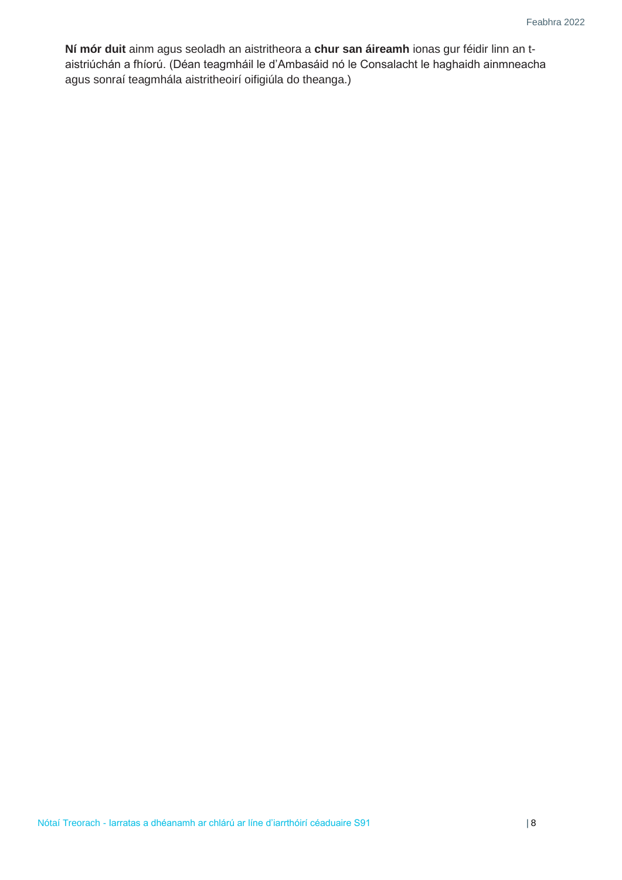**Ní mór duit** ainm agus seoladh an aistritheora a **chur san áireamh** ionas gur féidir linn an t-aistriúchán a fhíorú. (Déan teagmháil le d'Ambasáid nó le Consalacht le haghaidh ainmneacha agus sonraí teagmhála aistritheoirí oifigiúla do theanga.)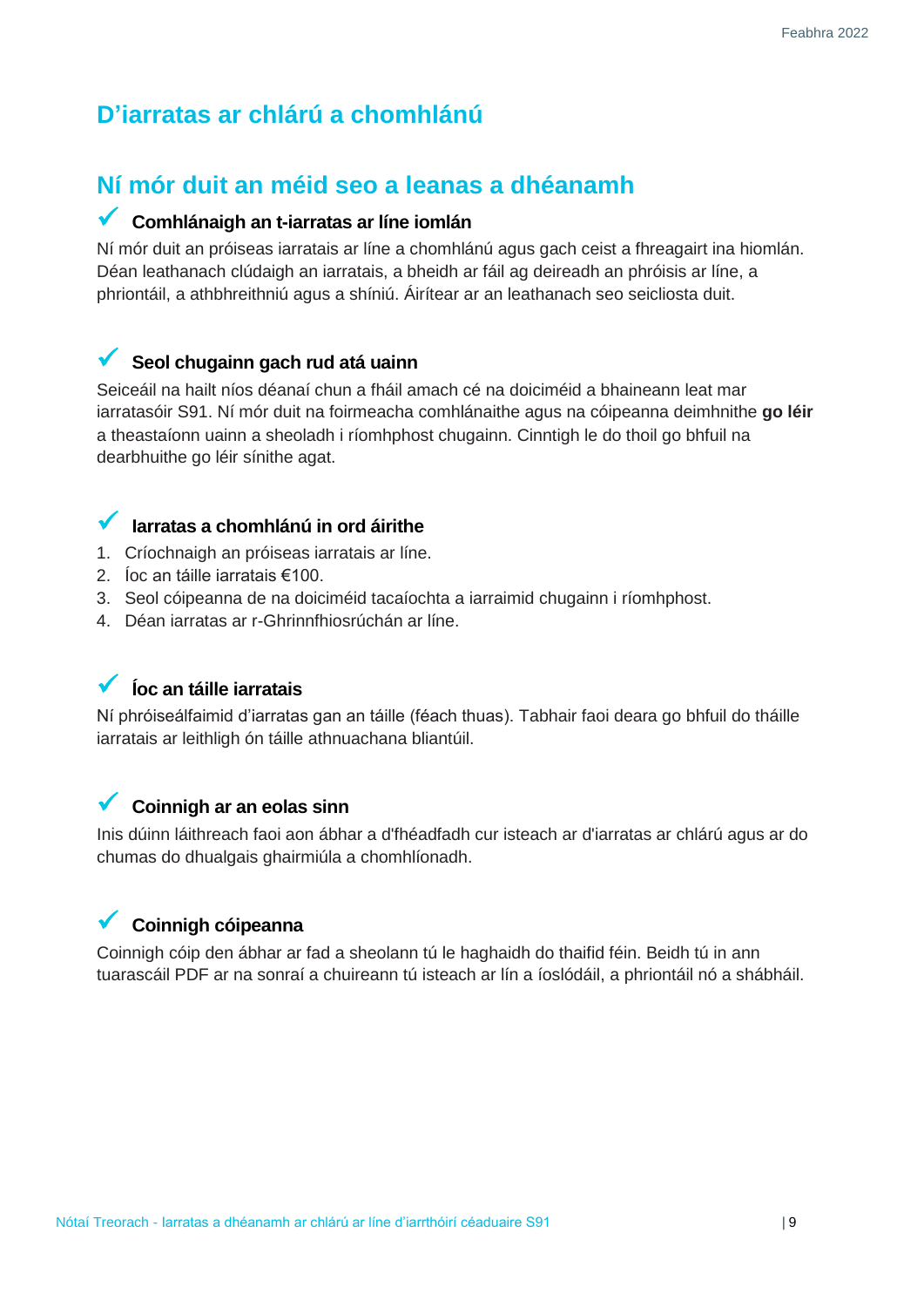## D'iarratas ar chlárú a chomhlánú

## Ní mór duit an méid seo a leanas a dhéanamh

### ✓ Comhlánaigh an t-iarratas ar líne iomlán

Ní mór duit an próiseas iarratais ar líne a chomhlánú agus gach ceist a fhreagairt ina hiomlán. Déan leathanach clúdaigh an iarratais, a bheidh ar fáil ag deireadh an phróisis ar líne, a phriontáil, a athbhreithniú agus a shíniú. Áirítear ar an leathanach seo seicliosta duit.

### ✓ Seol chugainn gach rud atá uainn

Seiceáil na hailt níos déanaí chun a fháil amach cé na doiciméid a bhaineann leat mar iarratasóir S91. Ní mór duit na foirmeacha comhlánaithe agus na cóipeanna deimhnithe **go léir** a theastaíonn uainn a sheoladh i ríomhphost chugainn. Cinntigh le do thoil go bhfuil na dearbhuithe go léir sínithe agat.

### ✓ Iarratas a chomhlánú in ord áirithe

1. Críochnaigh an próiseas iarratais ar líne.
2. Íoc an táille iarratais €100.
3. Seol cóipeanna de na doiciméid tacaíochta a iarraimid chugainn i ríomhphost.
4. Déan iarratas ar r-Ghrinnfhiosrúchán ar líne.

### ✓ Íoc an táille iarratais

Ní phróiseálfaimid d'iarratas gan an táille (féach thuas). Tabhair faoi deara go bhfuil do tháille iarratais ar leithligh ón táille athnuachana bliantúil.

### ✓ Coinnigh ar an eolas sinn

Inis dúinn láithreach faoi aon ábhar a d'fhéadfadh cur isteach ar d'iarratas ar chlárú agus ar do chumas do dhualgais ghairmiúla a chomhlíonadh.

### ✓ Coinnigh cóipeanna

Coinnigh cóip den ábhar ar fad a sheolann tú le haghaidh do thaifid féin. Beidh tú in ann tuarascáil PDF ar na sonraí a chuireann tú isteach ar lín a íoslódáil, a phriontáil nó a shábháil.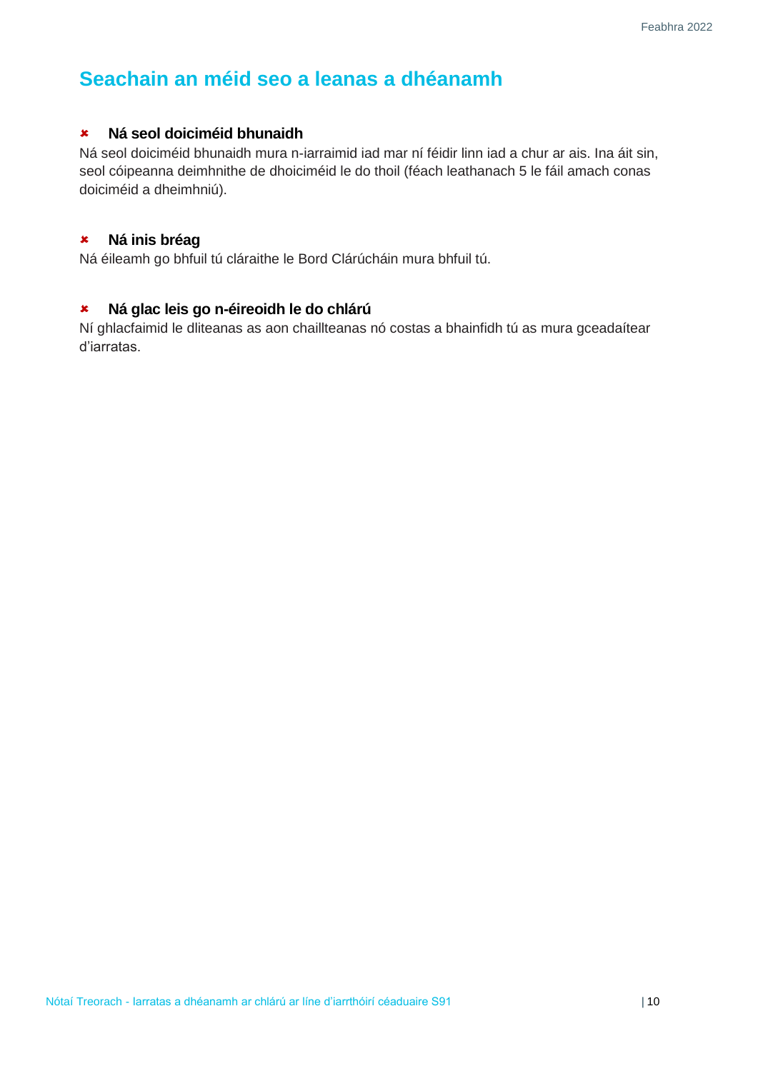## Seachain an méid seo a leanas a dhéanamh

### ✘ Ná seol doiciméid bhunaidh

Ná seol doiciméid bhunaidh mura n-iarraimid iad mar ní féidir linn iad a chur ar ais. Ina áit sin, seol cóipeanna deimhnithe de dhoiciméid le do thoil (féach leathanach 5 le fáil amach conas doiciméid a dheimhniú).

### ✘ Ná inis bréag

Ná éileamh go bhfuil tú cláraithe le Bord Clárúcháin mura bhfuil tú.

### ✘ Ná glac leis go n-éireoidh le do chlárú

Ní ghlacfaimid le dliteanas as aon chaillteanas nó costas a bhainfidh tú as mura gceadaítear d'iarratas.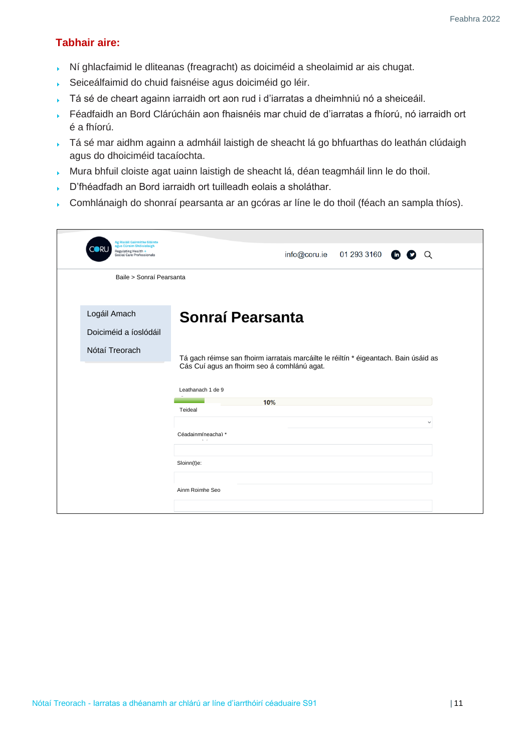## Tabhair aire:

- Ní ghlacfaimid le dliteanas (freagracht) as doiciméid a sheolaimid ar ais chugat.
- Seiceálfaimid do chuid faisnéise agus doiciméid go léir.
- Tá sé de cheart againn iarraidh ort aon rud i d'iarratas a dheimhniú nó a sheiceáil.
- Féadfaidh an Bord Clárúcháin aon fhaisnéis mar chuid de d'iarratas a fhíorú, nó iarraidh ort é a fhíorú.
- Tá sé mar aidhm againn a admháil laistigh de sheacht lá go bhfuarthas do leathán clúdaigh agus do dhoiciméid tacaíochta.
- Mura bhfuil cloiste agat uainn laistigh de sheacht lá, déan teagmháil linn le do thoil.
- D'fhéadfadh an Bord iarraidh ort tuilleadh eolais a sholáthar.
- Comhlánaigh do shonraí pearsanta ar an gcóras ar líne le do thoil (féach an sampla thíos).

CORU — Ag Rialáil Gairmithe Sláinte agus Cúraim Shóisialaigh — Regulating Health + Social Care Professionals

info@coru.ie 01 293 3160

Baile > Sonraí Pearsanta

- Logáil Amach
- Doiciméid a íoslódáil
- Nótaí Treorach

### Sonraí Pearsanta

Tá gach réimse san fhoirm iarratais marcáilte le réiltín * éigeantach. Bain úsáid as Cás Cuí agus an fhoirm seo á comhlánú agat.

Leathanach 1 de 9

10%

Teideal

Céadainm(neacha) *

Sloinn(t)e:

Ainm Roimhe Seo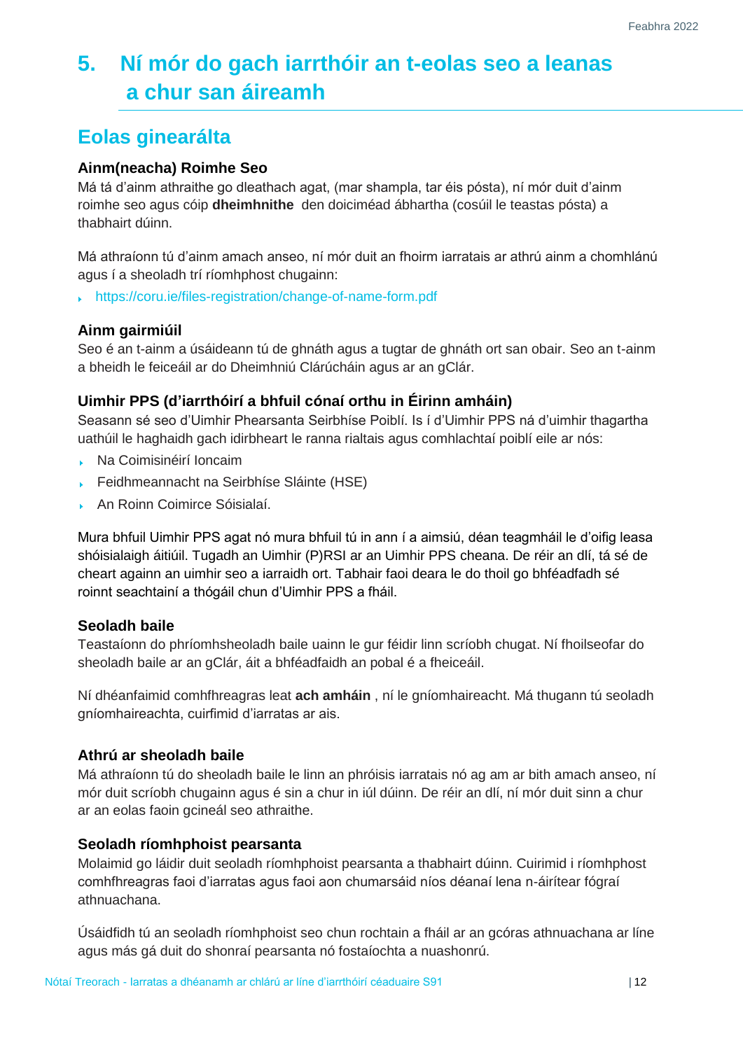## 5. Ní mór do gach iarrthóir an t-eolas seo a leanas a chur san áireamh

### Eolas ginearálta

#### Ainm(neacha) Roimhe Seo

Má tá d'ainm athraithe go dleathach agat, (mar shampla, tar éis pósta), ní mór duit d'ainm roimhe seo agus cóip **dheimhnithe** den doiciméad ábhartha (cosúil le teastas pósta) a thabhairt dúinn.

Má athraíonn tú d'ainm amach anseo, ní mór duit an fhoirm iarratais ar athrú ainm a chomhlánú agus í a sheoladh trí ríomhphost chugainn:

- https://coru.ie/files-registration/change-of-name-form.pdf

#### Ainm gairmiúil

Seo é an t-ainm a úsáideann tú de ghnáth agus a tugtar de ghnáth ort san obair. Seo an t-ainm a bheidh le feiceáil ar do Dheimhniú Clárúcháin agus ar an gClár.

#### Uimhir PPS (d'iarrthóirí a bhfuil cónaí orthu in Éirinn amháin)

Seasann sé seo d'Uimhir Phearsanta Seirbhíse Poiblí. Is í d'Uimhir PPS ná d'uimhir thagartha uathúil le haghaidh gach idirbheart le ranna rialtais agus comhlachtaí poiblí eile ar nós:

- Na Coimisinéirí Ioncaim
- Feidhmeannacht na Seirbhíse Sláinte (HSE)
- An Roinn Coimirce Sóisialaí.

Mura bhfuil Uimhir PPS agat nó mura bhfuil tú in ann í a aimsiú, déan teagmháil le d'oifig leasa shóisialaigh áitiúil. Tugadh an Uimhir (P)RSI ar an Uimhir PPS cheana. De réir an dlí, tá sé de cheart againn an uimhir seo a iarraidh ort. Tabhair faoi deara le do thoil go bhféadfadh sé roinnt seachtainí a thógáil chun d'Uimhir PPS a fháil.

#### Seoladh baile

Teastaíonn do phríomhsheoladh baile uainn le gur féidir linn scríobh chugat. Ní fhoilseofar do sheoladh baile ar an gClár, áit a bhféadfaidh an pobal é a fheiceáil.

Ní dhéanfaimid comhfhreagras leat **ach amháin** , ní le gníomhaireacht. Má thugann tú seoladh gníomhaireachta, cuirfimid d'iarratas ar ais.

#### Athrú ar sheoladh baile

Má athraíonn tú do sheoladh baile le linn an phróisis iarratais nó ag am ar bith amach anseo, ní mór duit scríobh chugainn agus é sin a chur in iúl dúinn. De réir an dlí, ní mór duit sinn a chur ar an eolas faoin gcineál seo athraithe.

#### Seoladh ríomhphoist pearsanta

Molaimid go láidir duit seoladh ríomhphoist pearsanta a thabhairt dúinn. Cuirimid i ríomhphost comhfhreagras faoi d'iarratas agus faoi aon chumarsáid níos déanaí lena n-áirítear fógraí athnuachana.

Úsáidfidh tú an seoladh ríomhphoist seo chun rochtain a fháil ar an gcóras athnuachana ar líne agus más gá duit do shonraí pearsanta nó fostaíochta a nuashonrú.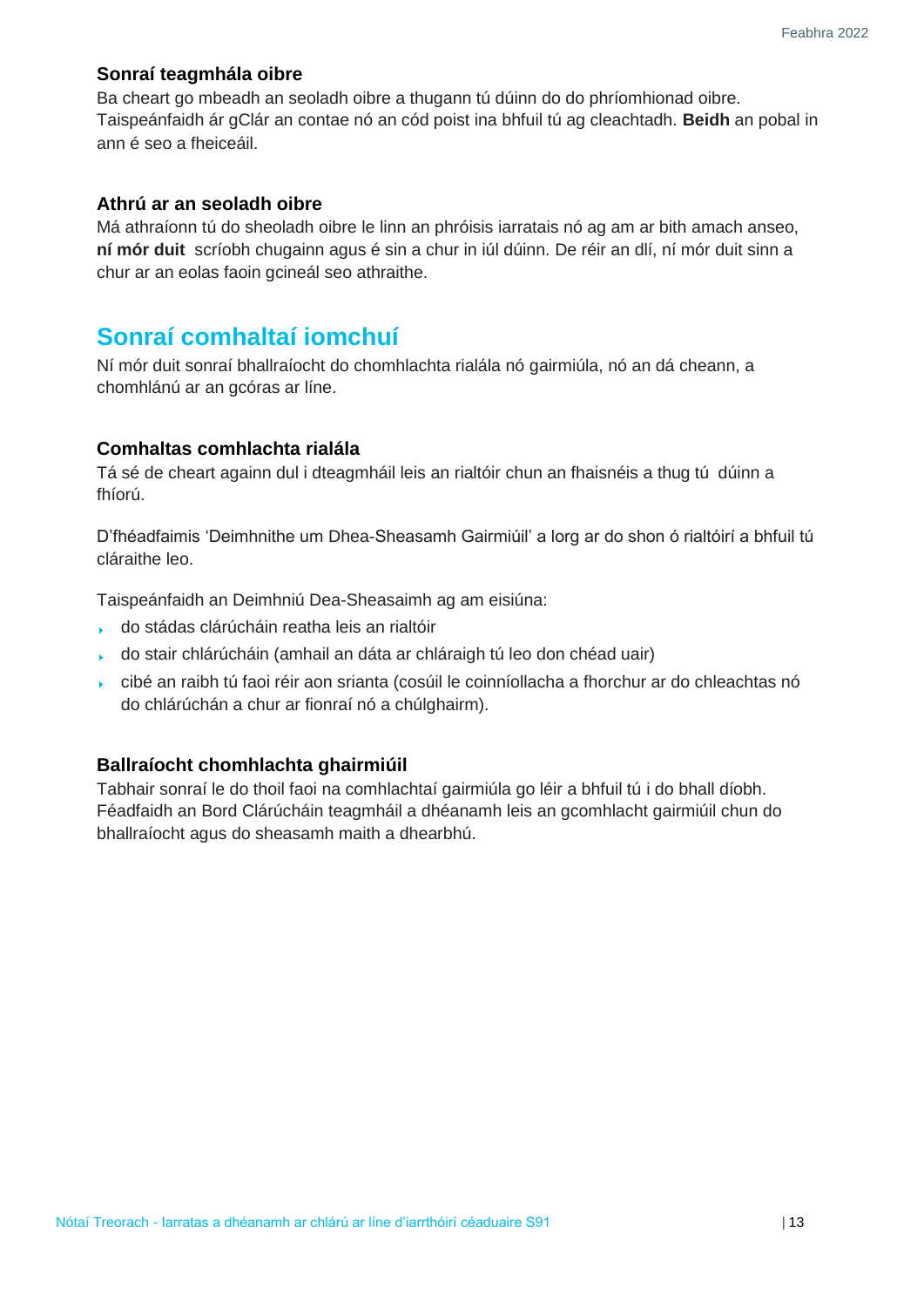### Sonraí teagmhála oibre

Ba cheart go mbeadh an seoladh oibre a thugann tú dúinn do do phríomhionad oibre. Taispeánfaidh ár gClár an contae nó an cód poist ina bhfuil tú ag cleachtadh. **Beidh** an pobal in ann é seo a fheiceáil.

### Athrú ar an seoladh oibre

Má athraíonn tú do sheoladh oibre le linn an phróisis iarratais nó ag am ar bith amach anseo, **ní mór duit** scríobh chugainn agus é sin a chur in iúl dúinn. De réir an dlí, ní mór duit sinn a chur ar an eolas faoin gcineál seo athraithe.

## Sonraí comhaltaí iomchuí

Ní mór duit sonraí bhallraíocht do chomhlachta rialála nó gairmiúla, nó an dá cheann, a chomhlánú ar an gcóras ar líne.

### Comhaltas comhlachta rialála

Tá sé de cheart againn dul i dteagmháil leis an rialtóir chun an fhaisnéis a thug tú dúinn a fhíorú.

D'fhéadfaimis 'Deimhnithe um Dhea-Sheasamh Gairmiúil' a lorg ar do shon ó rialtóirí a bhfuil tú cláraithe leo.

Taispeánfaidh an Deimhniú Dea-Sheasaimh ag am eisiúna:

- do stádas clárúcháin reatha leis an rialtóir
- do stair chlárúcháin (amhail an dáta ar chláraigh tú leo don chéad uair)
- cibé an raibh tú faoi réir aon srianta (cosúil le coinníollacha a fhorchur ar do chleachtas nó do chlárúchán a chur ar fionraí nó a chúlghairm).

### Ballraíocht chomhlachta ghairmiúil

Tabhair sonraí le do thoil faoi na comhlachtaí gairmiúla go léir a bhfuil tú i do bhall díobh. Féadfaidh an Bord Clárúcháin teagmháil a dhéanamh leis an gcomhlacht gairmiúil chun do bhallraíocht agus do sheasamh maith a dhearbhú.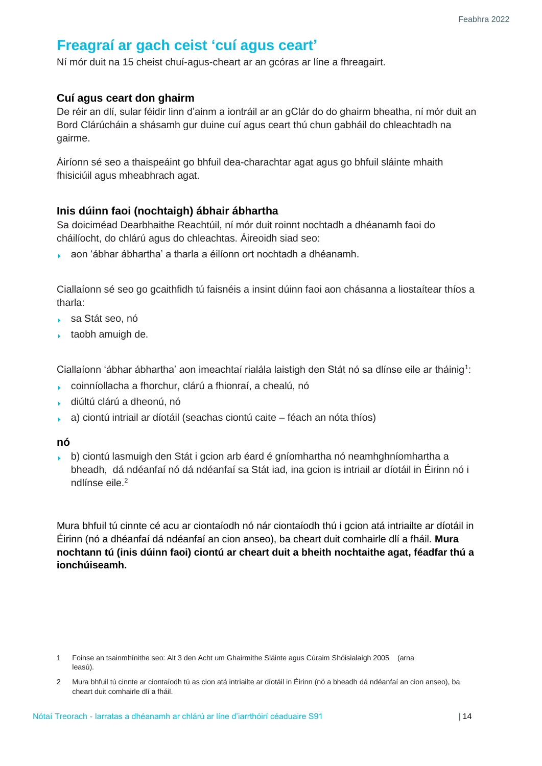## Freagraí ar gach ceist 'cuí agus ceart'

Ní mór duit na 15 cheist chuí-agus-cheart ar an gcóras ar líne a fhreagairt.

### Cuí agus ceart don ghairm

De réir an dlí, sular féidir linn d'ainm a iontráil ar an gClár do do ghairm bheatha, ní mór duit an Bord Clárúcháin a shásamh gur duine cuí agus ceart thú chun gabháil do chleachtadh na gairme.

Áiríonn sé seo a thaispeáint go bhfuil dea-charachtar agat agus go bhfuil sláinte mhaith fhisiciúil agus mheabhrach agat.

### Inis dúinn faoi (nochtaigh) ábhair ábhartha

Sa doiciméad Dearbhaithe Reachtúil, ní mór duit roinnt nochtadh a dhéanamh faoi do cháilíocht, do chlárú agus do chleachtas. Áireoidh siad seo:

- aon 'ábhar ábhartha' a tharla a éilíonn ort nochtadh a dhéanamh.

Ciallaíonn sé seo go gcaithfidh tú faisnéis a insint dúinn faoi aon chásanna a liostaítear thíos a tharla:

- sa Stát seo, nó
- taobh amuigh de.

Ciallaíonn 'ábhar ábhartha' aon imeachtaí rialála laistigh den Stát nó sa dlínse eile ar tháinig[1]:

- coinníollacha a fhorchur, clárú a fhionraí, a chealú, nó
- diúltú clárú a dheonú, nó
- a) ciontú intriail ar díotáil (seachas ciontú caite – féach an nóta thíos)

**nó**

- b) ciontú lasmuigh den Stát i gcion arb éard é gníomhartha nó neamhghníomhartha a bheadh, dá ndéanfaí nó dá ndéanfaí sa Stát iad, ina gcion is intriail ar díotáil in Éirinn nó i ndlínse eile.[2]

Mura bhfuil tú cinnte cé acu ar ciontaíodh nó nár ciontaíodh thú i gcion atá intriailte ar díotáil in Éirinn (nó a dhéanfaí dá ndéanfaí an cion anseo), ba cheart duit comhairle dlí a fháil. **Mura nochtann tú (inis dúinn faoi) ciontú ar cheart duit a bheith nochtaithe agat, féadfar thú a ionchúiseamh.**

1 Foinse an tsainmhínithe seo: Alt 3 den Acht um Ghairmithe Sláinte agus Cúraim Shóisialaigh 2005 (arna leasú).

2 Mura bhfuil tú cinnte ar ciontaíodh tú as cion atá intriailte ar díotáil in Éirinn (nó a bheadh dá ndéanfaí an cion anseo), ba cheart duit comhairle dlí a fháil.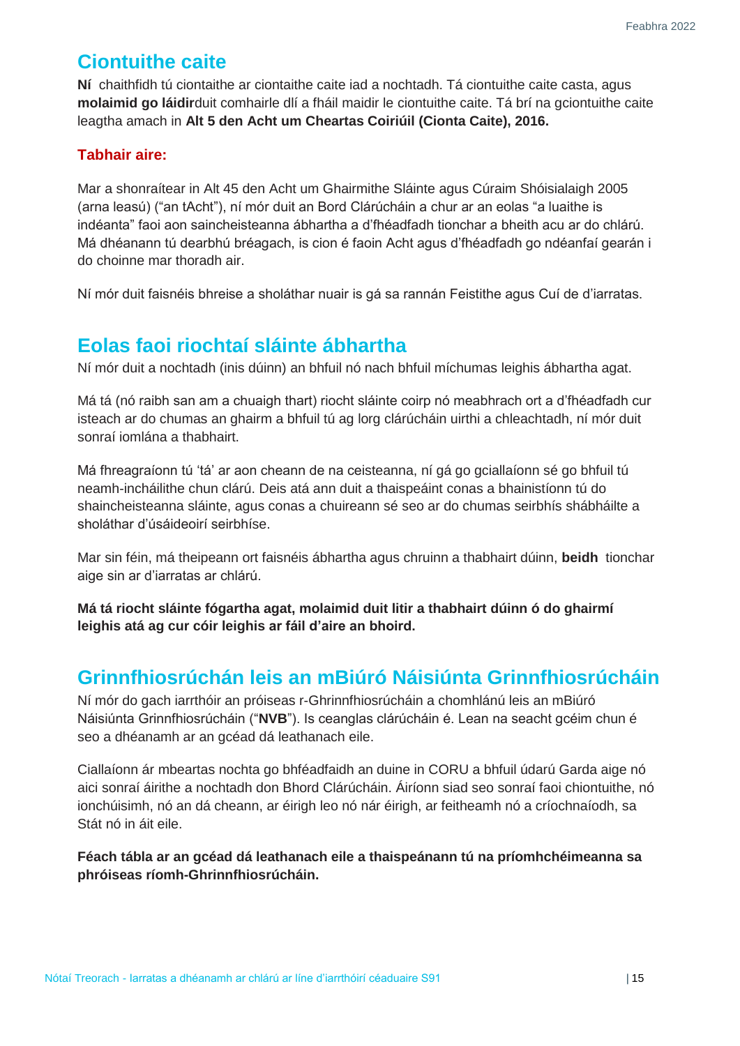## Ciontuithe caite

**Ní** chaithfidh tú ciontaithe ar ciontaithe caite iad a nochtadh. Tá ciontuithe caite casta, agus **molaimid go láidir**duit comhairle dlí a fháil maidir le ciontuithe caite. Tá brí na gciontuithe caite leagtha amach in **Alt 5 den Acht um Cheartas Coiriúil (Cionta Caite), 2016.**

**Tabhair aire:**

Mar a shonraítear in Alt 45 den Acht um Ghairmithe Sláinte agus Cúraim Shóisialaigh 2005 (arna leasú) ("an tAcht"), ní mór duit an Bord Clárúcháin a chur ar an eolas "a luaithe is indéanta" faoi aon saincheisteanna ábhartha a d'fhéadfadh tionchar a bheith acu ar do chlárú. Má dhéanann tú dearbhú bréagach, is cion é faoin Acht agus d'fhéadfadh go ndéanfaí gearán i do choinne mar thoradh air.

Ní mór duit faisnéis bhreise a sholáthar nuair is gá sa rannán Feistithe agus Cuí de d'iarratas.

## Eolas faoi riochtaí sláinte ábhartha

Ní mór duit a nochtadh (inis dúinn) an bhfuil nó nach bhfuil míchumas leighis ábhartha agat.

Má tá (nó raibh san am a chuaigh thart) riocht sláinte coirp nó meabhrach ort a d'fhéadfadh cur isteach ar do chumas an ghairm a bhfuil tú ag lorg clárúcháin uirthi a chleachtadh, ní mór duit sonraí iomlána a thabhairt.

Má fhreagraíonn tú 'tá' ar aon cheann de na ceisteanna, ní gá go gciallaíonn sé go bhfuil tú neamh-incháilithe chun clárú. Deis atá ann duit a thaispeáint conas a bhainistíonn tú do shaincheisteanna sláinte, agus conas a chuireann sé seo ar do chumas seirbhís shábháilte a sholáthar d'úsáideoirí seirbhíse.

Mar sin féin, má theipeann ort faisnéis ábhartha agus chruinn a thabhairt dúinn, **beidh** tionchar aige sin ar d'iarratas ar chlárú.

**Má tá riocht sláinte fógartha agat, molaimid duit litir a thabhairt dúinn ó do ghairmí leighis atá ag cur cóir leighis ar fáil d'aire an bhoird.**

## Grinnfhiosrúchán leis an mBiúró Náisiúnta Grinnfhiosrúcháin

Ní mór do gach iarrthóir an próiseas r-Ghrinnfhiosrúcháin a chomhlánú leis an mBiúró Náisiúnta Grinnfhiosrúcháin ("**NVB**"). Is ceanglas clárúcháin é. Lean na seacht gcéim chun é seo a dhéanamh ar an gcéad dá leathanach eile.

Ciallaíonn ár mbeartas nochta go bhféadfaidh an duine in CORU a bhfuil údarú Garda aige nó aici sonraí áirithe a nochtadh don Bhord Clárúcháin. Áiríonn siad seo sonraí faoi chiontuithe, nó ionchúisimh, nó an dá cheann, ar éirigh leo nó nár éirigh, ar feitheamh nó a críochnaíodh, sa Stát nó in áit eile.

**Féach tábla ar an gcéad dá leathanach eile a thaispeánann tú na príomhchéimeanna sa phróiseas ríomh-Ghrinnfhiosrúcháin.**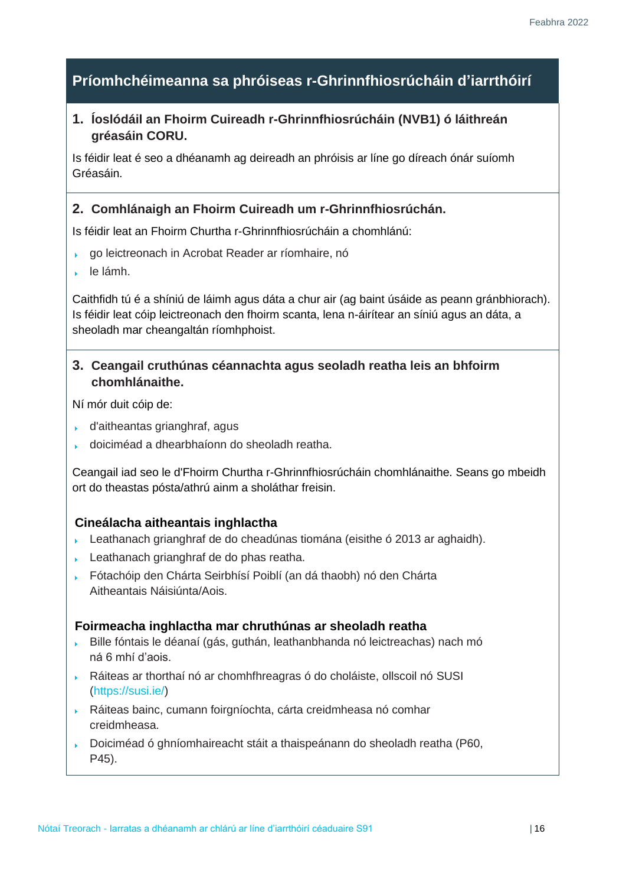## Príomhchéimeanna sa phróiseas r-Ghrinnfhiosrúcháin d'iarrthóirí

### 1. Íoslódáil an Fhoirm Cuireadh r-Ghrinnfhiosrúcháin (NVB1) ó láithreán gréasáin CORU.

Is féidir leat é seo a dhéanamh ag deireadh an phróisis ar líne go díreach ónár suíomh Gréasáin.

### 2. Comhlánaigh an Fhoirm Cuireadh um r-Ghrinnfhiosrúchán.

Is féidir leat an Fhoirm Churtha r-Ghrinnfhiosrúcháin a chomhlánú:

- go leictreonach in Acrobat Reader ar ríomhaire, nó
- le lámh.

Caithfidh tú é a shíniú de láimh agus dáta a chur air (ag baint úsáide as peann gránbhiorach). Is féidir leat cóip leictreonach den fhoirm scanta, lena n-áirítear an síniú agus an dáta, a sheoladh mar cheangaltán ríomhphoist.

### 3. Ceangail cruthúnas céannachta agus seoladh reatha leis an bhfoirm chomhlánaithe.

Ní mór duit cóip de:

- d'aitheantas grianghraf, agus
- doiciméad a dhearbhaíonn do sheoladh reatha.

Ceangail iad seo le d'Fhoirm Churtha r-Ghrinnfhiosrúcháin chomhlánaithe. Seans go mbeidh ort do theastas pósta/athrú ainm a sholáthar freisin.

#### Cineálacha aitheantais inghlactha

- Leathanach grianghraf de do cheadúnas tiomána (eisithe ó 2013 ar aghaidh).
- Leathanach grianghraf de do phas reatha.
- Fótachóip den Chárta Seirbhísí Poiblí (an dá thaobh) nó den Chárta Aitheantais Náisiúnta/Aois.

#### Foirmeacha inghlactha mar chruthúnas ar sheoladh reatha

- Bille fóntais le déanaí (gás, guthán, leathanbhanda nó leictreachas) nach mó ná 6 mhí d'aois.
- Ráiteas ar thorthaí nó ar chomhfhreagras ó do choláiste, ollscoil nó SUSI (https://susi.ie/)
- Ráiteas bainc, cumann foirgníochta, cárta creidmheasa nó comhar creidmheasa.
- Doiciméad ó ghníomhaireacht stáit a thaispeánann do sheoladh reatha (P60, P45).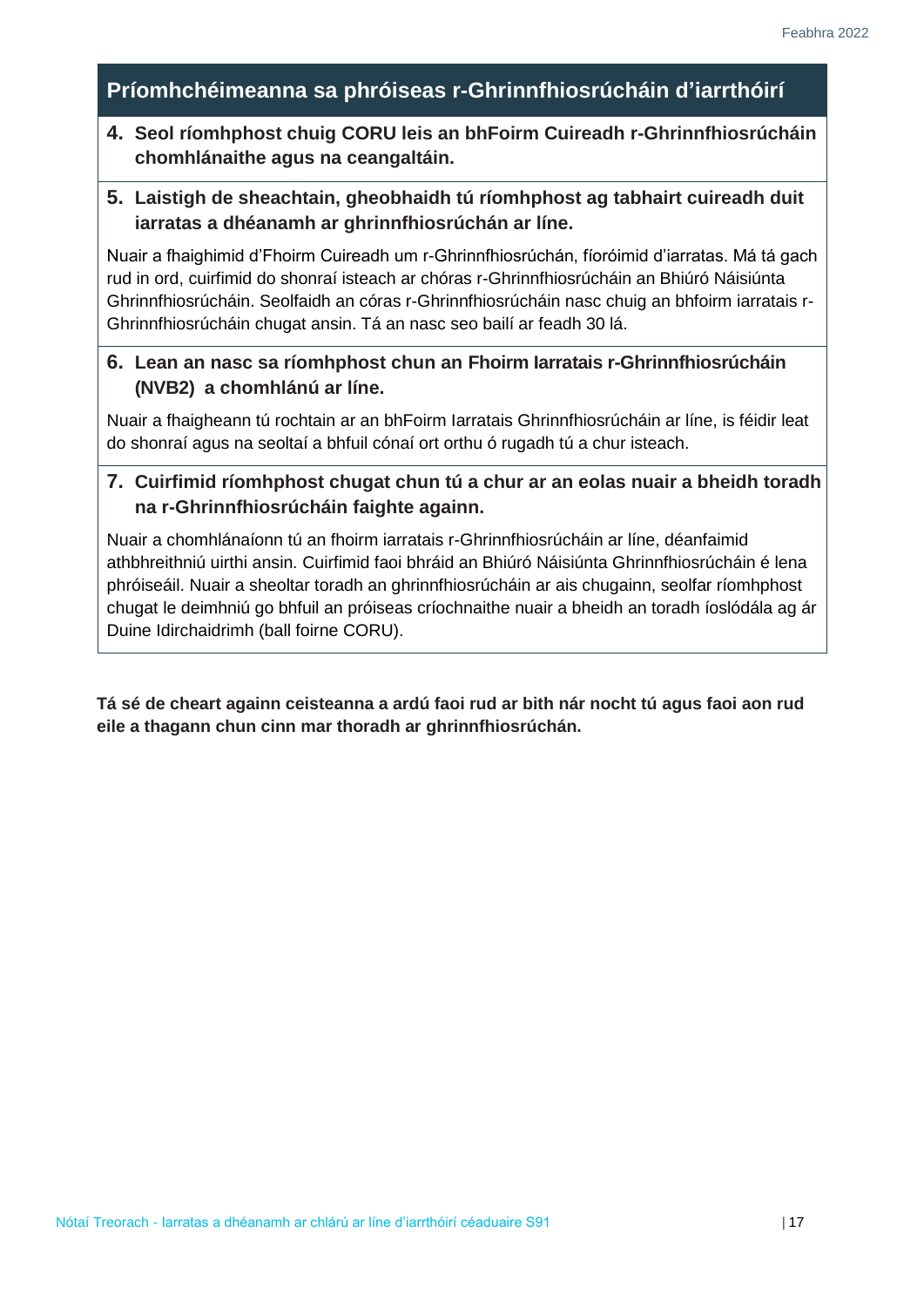## Príomhchéimeanna sa phróiseas r-Ghrinnfhiosrúcháin d'iarrthóirí

4. **Seol ríomhphost chuig CORU leis an bhFoirm Cuireadh r-Ghrinnfhiosrúcháin chomhlánaithe agus na ceangaltáin.**

5. **Laistigh de sheachtain, gheobhaidh tú ríomhphost ag tabhairt cuireadh duit iarratas a dhéanamh ar ghrinnfhiosrúchán ar líne.**

Nuair a fhaighimid d'Fhoirm Cuireadh um r-Ghrinnfhiosrúchán, fíoróimid d'iarratas. Má tá gach rud in ord, cuirfimid do shonraí isteach ar chóras r-Ghrinnfhiosrúcháin an Bhiúró Náisiúnta Ghrinnfhiosrúcháin. Seolfaidh an córas r-Ghrinnfhiosrúcháin nasc chuig an bhfoirm iarratais r-Ghrinnfhiosrúcháin chugat ansin. Tá an nasc seo bailí ar feadh 30 lá.

6. **Lean an nasc sa ríomhphost chun an Fhoirm Iarratais r-Ghrinnfhiosrúcháin (NVB2) a chomhlánú ar líne.**

Nuair a fhaigheann tú rochtain ar an bhFoirm Iarratais Ghrinnfhiosrúcháin ar líne, is féidir leat do shonraí agus na seoltaí a bhfuil cónaí ort orthu ó rugadh tú a chur isteach.

7. **Cuirfimid ríomhphost chugat chun tú a chur ar an eolas nuair a bheidh toradh na r-Ghrinnfhiosrúcháin faighte againn.**

Nuair a chomhlánaíonn tú an fhoirm iarratais r-Ghrinnfhiosrúcháin ar líne, déanfaimid athbhreithniú uirthi ansin. Cuirfimid faoi bhráid an Bhiúró Náisiúnta Ghrinnfhiosrúcháin é lena phróiseáil. Nuair a sheoltar toradh an ghrinnfhiosrúcháin ar ais chugainn, seolfar ríomhphost chugat le deimhniú go bhfuil an próiseas críochnaithe nuair a bheidh an toradh íoslódála ag ár Duine Idirchaidrimh (ball foirne CORU).

**Tá sé de cheart againn ceisteanna a ardú faoi rud ar bith nár nocht tú agus faoi aon rud eile a thagann chun cinn mar thoradh ar ghrinnfhiosrúchán.**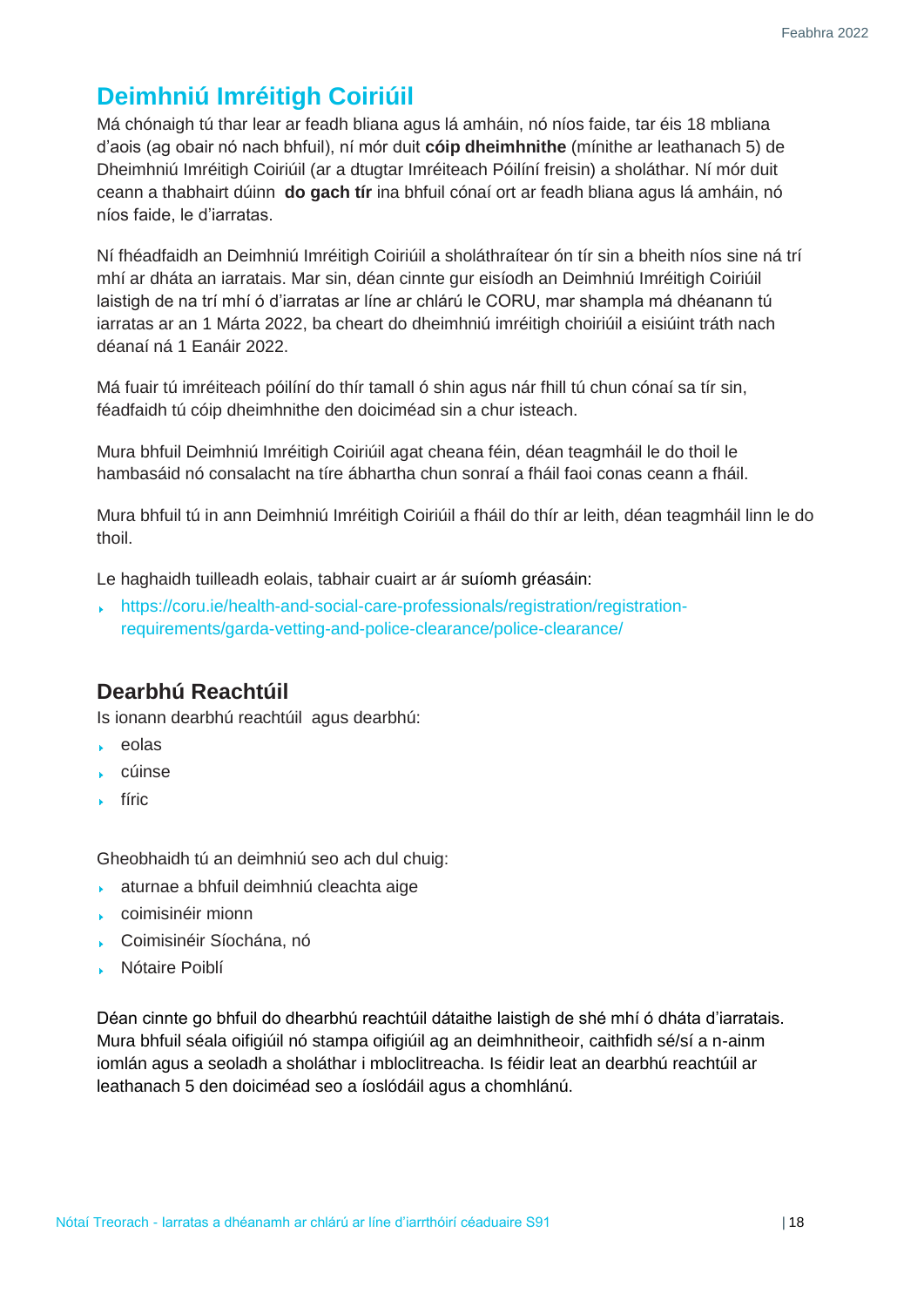## Deimhniú Imréitigh Coiriúil

Má chónaigh tú thar lear ar feadh bliana agus lá amháin, nó níos faide, tar éis 18 mbliana d'aois (ag obair nó nach bhfuil), ní mór duit **cóip dheimhnithe** (mínithe ar leathanach 5) de Dheimhniú Imréitigh Coiriúil (ar a dtugtar Imréiteach Póilíní freisin) a sholáthar. Ní mór duit ceann a thabhairt dúinn **do gach tír** ina bhfuil cónaí ort ar feadh bliana agus lá amháin, nó níos faide, le d'iarratas.

Ní fhéadfaidh an Deimhniú Imréitigh Coiriúil a sholáthraítear ón tír sin a bheith níos sine ná trí mhí ar dháta an iarratais. Mar sin, déan cinnte gur eisíodh an Deimhniú Imréitigh Coiriúil laistigh de na trí mhí ó d'iarratas ar líne ar chlárú le CORU, mar shampla má dhéanann tú iarratas ar an 1 Márta 2022, ba cheart do dheimhniú imréitigh choiriúil a eisiúint tráth nach déanaí ná 1 Eanáir 2022.

Má fuair tú imréiteach póilíní do thír tamall ó shin agus nár fhill tú chun cónaí sa tír sin, féadfaidh tú cóip dheimhnithe den doiciméad sin a chur isteach.

Mura bhfuil Deimhniú Imréitigh Coiriúil agat cheana féin, déan teagmháil le do thoil le hambasáid nó consalacht na tíre ábhartha chun sonraí a fháil faoi conas ceann a fháil.

Mura bhfuil tú in ann Deimhniú Imréitigh Coiriúil a fháil do thír ar leith, déan teagmháil linn le do thoil.

Le haghaidh tuilleadh eolais, tabhair cuairt ar ár suíomh gréasáin:

- https://coru.ie/health-and-social-care-professionals/registration/registration-requirements/garda-vetting-and-police-clearance/police-clearance/

### Dearbhú Reachtúil

Is ionann dearbhú reachtúil agus dearbhú:

- eolas
- cúinse
- fíric

Gheobhaidh tú an deimhniú seo ach dul chuig:

- aturnae a bhfuil deimhniú cleachta aige
- coimisinéir mionn
- Coimisinéir Síochána, nó
- Nótaire Poiblí

Déan cinnte go bhfuil do dhearbhú reachtúil dátaithe laistigh de shé mhí ó dháta d'iarratais. Mura bhfuil séala oifigiúil nó stampa oifigiúil ag an deimhnitheoir, caithfidh sé/sí a n-ainm iomlán agus a seoladh a sholáthar i mbloclitreacha. Is féidir leat an dearbhú reachtúil ar leathanach 5 den doiciméad seo a íoslódáil agus a chomhlánú.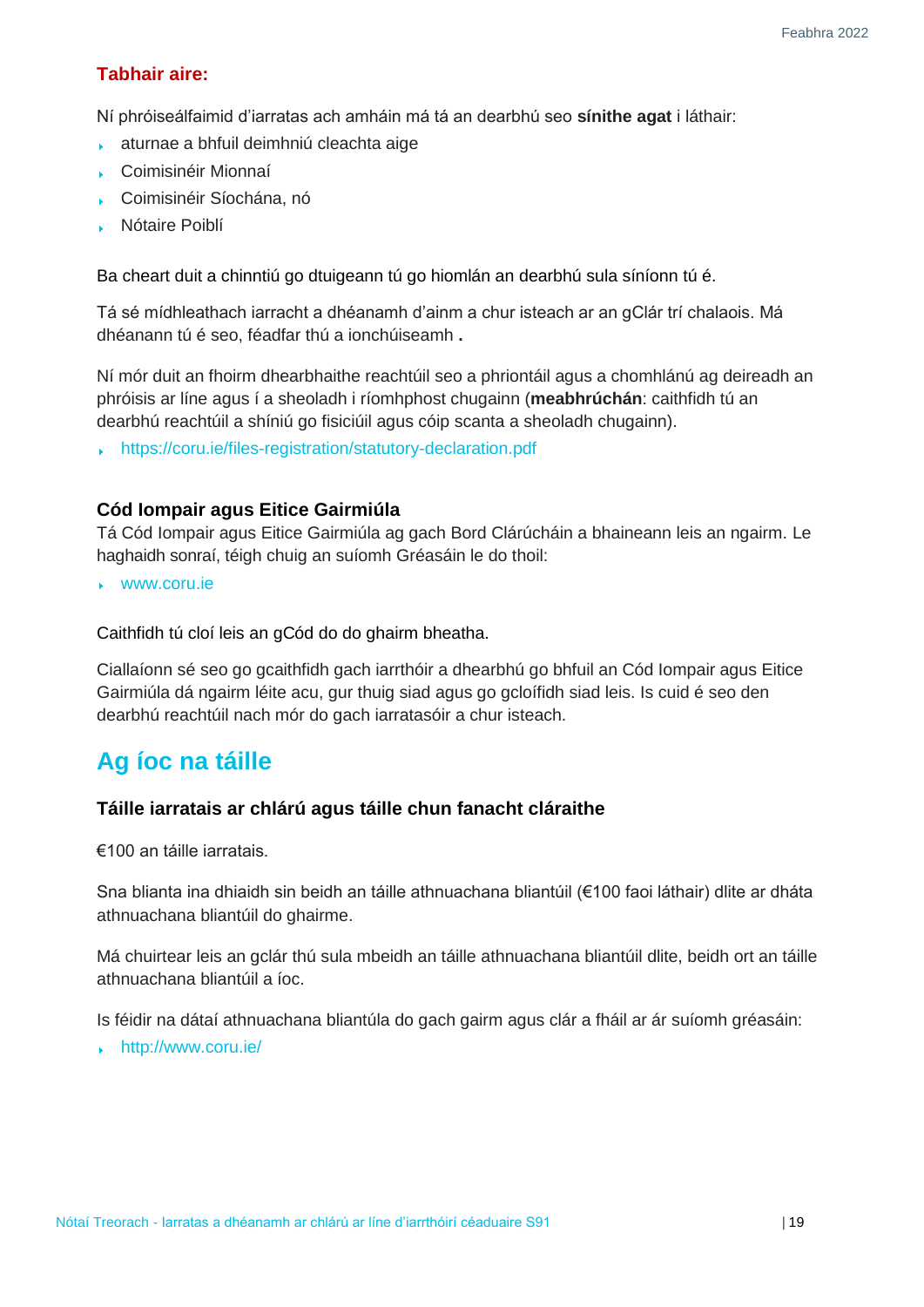**Tabhair aire:**

Ní phróiseálfaimid d'iarratas ach amháin má tá an dearbhú seo **sínithe agat** i láthair:

- aturnae a bhfuil deimhniú cleachta aige
- Coimisinéir Mionnaí
- Coimisinéir Síochána, nó
- Nótaire Poiblí

Ba cheart duit a chinntiú go dtuigeann tú go hiomlán an dearbhú sula síníonn tú é.

Tá sé mídhleathach iarracht a dhéanamh d'ainm a chur isteach ar an gClár trí chalaois. Má dhéanann tú é seo, féadfar thú a ionchúiseamh **.**

Ní mór duit an fhoirm dhearbhaithe reachtúil seo a phriontáil agus a chomhlánú ag deireadh an phróisis ar líne agus í a sheoladh i ríomhphost chugainn (**meabhrúchán**: caithfidh tú an dearbhú reachtúil a shíniú go fisiciúil agus cóip scanta a sheoladh chugainn).

- https://coru.ie/files-registration/statutory-declaration.pdf

### Cód Iompair agus Eitice Gairmiúla

Tá Cód Iompair agus Eitice Gairmiúla ag gach Bord Clárúcháin a bhaineann leis an ngairm. Le haghaidh sonraí, téigh chuig an suíomh Gréasáin le do thoil:

- www.coru.ie

Caithfidh tú cloí leis an gCód do do ghairm bheatha.

Ciallaíonn sé seo go gcaithfidh gach iarrthóir a dhearbhú go bhfuil an Cód Iompair agus Eitice Gairmiúla dá ngairm léite acu, gur thuig siad agus go gcloífidh siad leis. Is cuid é seo den dearbhú reachtúil nach mór do gach iarratasóir a chur isteach.

## Ag íoc na táille

### Táille iarratais ar chlárú agus táille chun fanacht cláraithe

€100 an táille iarratais.

Sna blianta ina dhiaidh sin beidh an táille athnuachana bliantúil (€100 faoi láthair) dlite ar dháta athnuachana bliantúil do ghairme.

Má chuirtear leis an gclár thú sula mbeidh an táille athnuachana bliantúil dlite, beidh ort an táille athnuachana bliantúil a íoc.

Is féidir na dátaí athnuachana bliantúla do gach gairm agus clár a fháil ar ár suíomh gréasáin:

- http://www.coru.ie/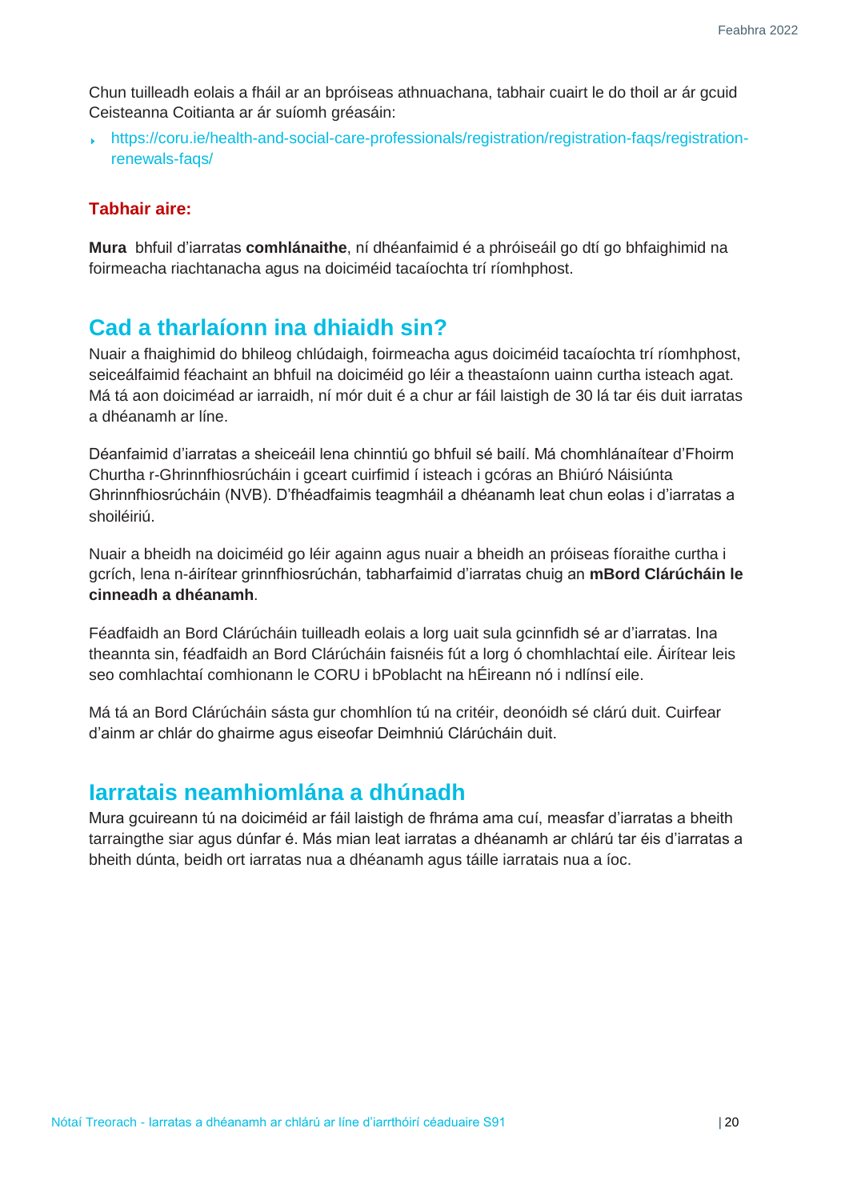Chun tuilleadh eolais a fháil ar an bpróiseas athnuachana, tabhair cuairt le do thoil ar ár gcuid Ceisteanna Coitianta ar ár suíomh gréasáin:

- https://coru.ie/health-and-social-care-professionals/registration/registration-faqs/registration-renewals-faqs/

**Tabhair aire:**

**Mura** bhfuil d'iarratas **comhlánaithe**, ní dhéanfaimid é a phróiseáil go dtí go bhfaighimid na foirmeacha riachtanacha agus na doiciméid tacaíochta trí ríomhphost.

## Cad a tharlaíonn ina dhiaidh sin?

Nuair a fhaighimid do bhileog chlúdaigh, foirmeacha agus doiciméid tacaíochta trí ríomhphost, seiceálfaimid féachaint an bhfuil na doiciméid go léir a theastaíonn uainn curtha isteach agat. Má tá aon doiciméad ar iarraidh, ní mór duit é a chur ar fáil laistigh de 30 lá tar éis duit iarratas a dhéanamh ar líne.

Déanfaimid d'iarratas a sheiceáil lena chinntiú go bhfuil sé bailí. Má chomhlánaítear d'Fhoirm Churtha r-Ghrinnfhiosrúcháin i gceart cuirfimid í isteach i gcóras an Bhiúró Náisiúnta Ghrinnfhiosrúcháin (NVB). D'fhéadfaimis teagmháil a dhéanamh leat chun eolas i d'iarratas a shoiléiriú.

Nuair a bheidh na doiciméid go léir againn agus nuair a bheidh an próiseas fíoraithe curtha i gcrích, lena n-áirítear grinnfhiosrúchán, tabharfaimid d'iarratas chuig an **mBord Clárúcháin le cinneadh a dhéanamh**.

Féadfaidh an Bord Clárúcháin tuilleadh eolais a lorg uait sula gcinnfidh sé ar d'iarratas. Ina theannta sin, féadfaidh an Bord Clárúcháin faisnéis fút a lorg ó chomhlachtaí eile. Áirítear leis seo comhlachtaí comhionann le CORU i bPoblacht na hÉireann nó i ndlínsí eile.

Má tá an Bord Clárúcháin sásta gur chomhlíon tú na critéir, deonóidh sé clárú duit. Cuirfear d'ainm ar chlár do ghairme agus eiseofar Deimhniú Clárúcháin duit.

## Iarratais neamhiomlána a dhúnadh

Mura gcuireann tú na doiciméid ar fáil laistigh de fhráma ama cuí, measfar d'iarratas a bheith tarraingthe siar agus dúnfar é. Más mian leat iarratas a dhéanamh ar chlárú tar éis d'iarratas a bheith dúnta, beidh ort iarratas nua a dhéanamh agus táille iarratais nua a íoc.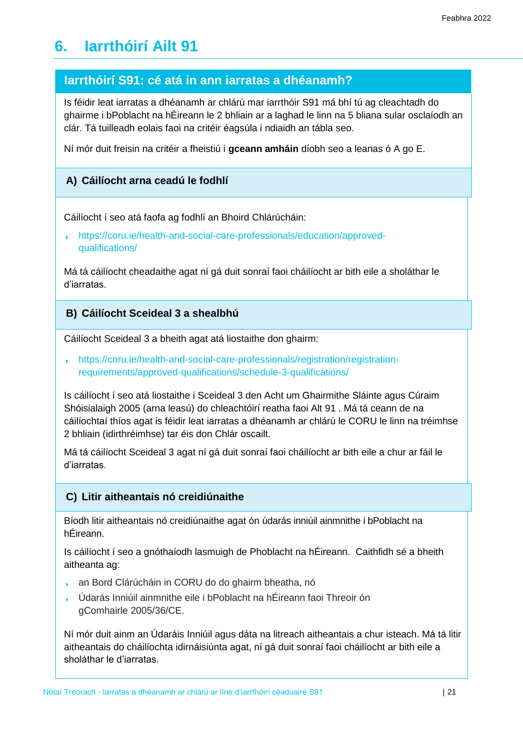# 6. Iarrthóirí Ailt 91

## Iarrthóirí S91: cé atá in ann iarratas a dhéanamh?

Is féidir leat iarratas a dhéanamh ar chlárú mar iarrthóir S91 má bhí tú ag cleachtadh do ghairme i bPoblacht na hÉireann le 2 bhliain ar a laghad le linn na 5 bliana sular osclaíodh an clár. Tá tuilleadh eolais faoi na critéir éagsúla i ndiaidh an tábla seo.

Ní mór duit freisin na critéir a fheistiú i **gceann amháin** díobh seo a leanas ó A go E.

### A) Cáilíocht arna ceadú le fodhlí

Cáilíocht í seo atá faofa ag fodhlí an Bhoird Chlárúcháin:

- https://coru.ie/health-and-social-care-professionals/education/approved-qualifications/

Má tá cáilíocht cheadaithe agat ní gá duit sonraí faoi cháilíocht ar bith eile a sholáthar le d'iarratas.

### B) Cáilíocht Sceideal 3 a shealbhú

Cáilíocht Sceideal 3 a bheith agat atá liostaithe don ghairm:

- https://coru.ie/health-and-social-care-professionals/registration/registration-requirements/approved-qualifications/schedule-3-qualifications/

Is cáilíocht í seo atá liostaithe i Sceideal 3 den Acht um Ghairmithe Sláinte agus Cúraim Shóisialaigh 2005 (arna leasú) do chleachtóirí reatha faoi Alt 91 . Má tá ceann de na cáilíochtaí thíos agat is féidir leat iarratas a dhéanamh ar chlárú le CORU le linn na tréimhse 2 bhliain (idirthréimhse) tar éis don Chlár oscailt.

Má tá cáilíocht Sceideal 3 agat ní gá duit sonraí faoi cháilíocht ar bith eile a chur ar fáil le d'iarratas.

### C) Litir aitheantais nó creidiúnaithe

Bíodh litir aitheantais nó creidiúnaithe agat ón údarás inniúil ainmnithe i bPoblacht na hÉireann.

Is cáilíocht í seo a gnóthaíodh lasmuigh de Phoblacht na hÉireann. Caithfidh sé a bheith aitheanta ag:

- an Bord Clárúcháin in CORU do do ghairm bheatha, nó
- Údarás Inniúil ainmnithe eile i bPoblacht na hÉireann faoi Threoir ón gComhairle 2005/36/CE.

Ní mór duit ainm an Údaráis Inniúil agus dáta na litreach aitheantais a chur isteach. Má tá litir aitheantais do cháilíochta idirnáisiúnta agat, ní gá duit sonraí faoi cháilíocht ar bith eile a sholáthar le d'iarratas.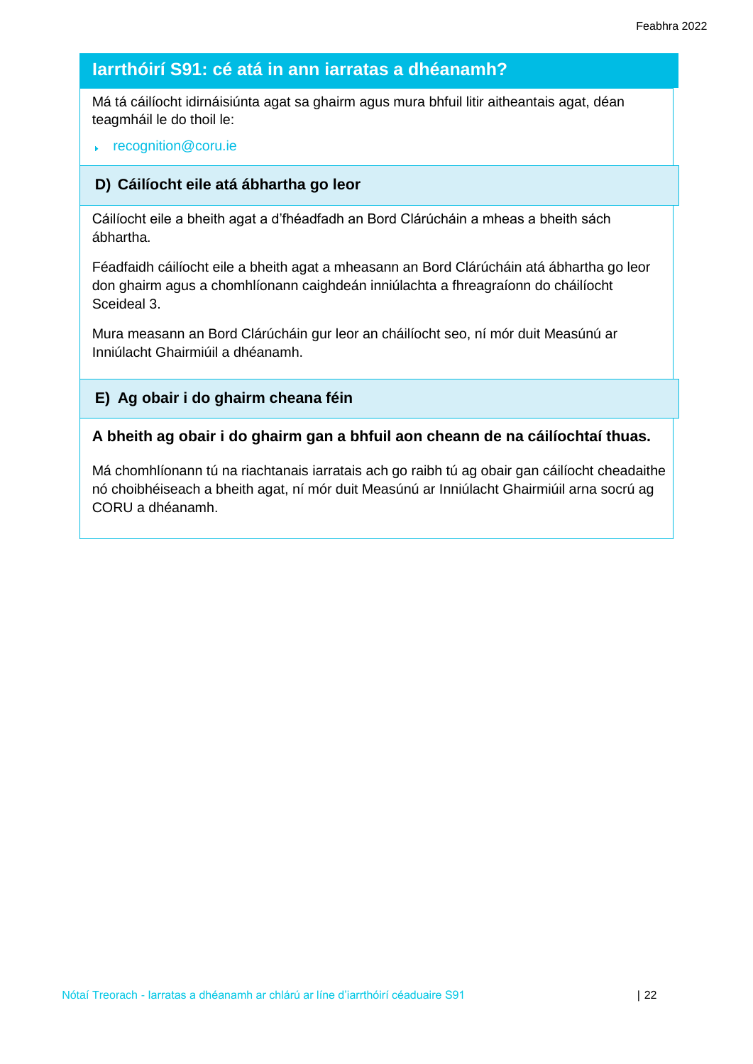## Iarrthóirí S91: cé atá in ann iarratas a dhéanamh?

Má tá cáilíocht idirnáisiúnta agat sa ghairm agus mura bhfuil litir aitheantais agat, déan teagmháil le do thoil le:

- recognition@coru.ie

### D) Cáilíocht eile atá ábhartha go leor

Cáilíocht eile a bheith agat a d'fhéadfadh an Bord Clárúcháin a mheas a bheith sách ábhartha.

Féadfaidh cáilíocht eile a bheith agat a mheasann an Bord Clárúcháin atá ábhartha go leor don ghairm agus a chomhlíonann caighdeán inniúlachta a fhreagraíonn do cháilíocht Sceideal 3.

Mura measann an Bord Clárúcháin gur leor an cháilíocht seo, ní mór duit Measúnú ar Inniúlacht Ghairmiúil a dhéanamh.

### E) Ag obair i do ghairm cheana féin

**A bheith ag obair i do ghairm gan a bhfuil aon cheann de na cáilíochtaí thuas.**

Má chomhlíonann tú na riachtanais iarratais ach go raibh tú ag obair gan cáilíocht cheadaithe nó choibhéiseach a bheith agat, ní mór duit Measúnú ar Inniúlacht Ghairmiúil arna socrú ag CORU a dhéanamh.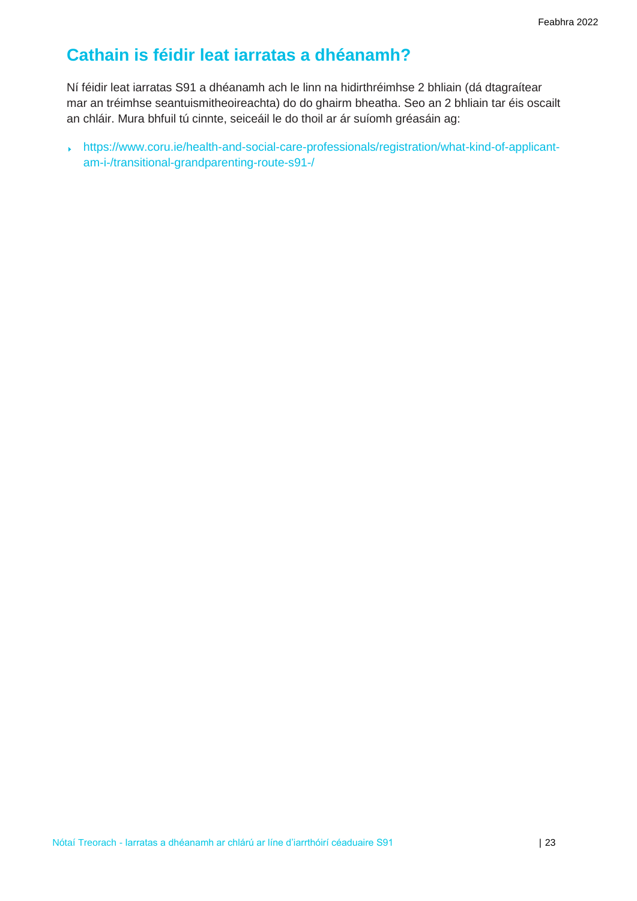## Cathain is féidir leat iarratas a dhéanamh?

Ní féidir leat iarratas S91 a dhéanamh ach le linn na hidirthréimhse 2 bhliain (dá dtagraítear mar an tréimhse seantuismitheoireachta) do do ghairm bheatha. Seo an 2 bhliain tar éis oscailt an chláir. Mura bhfuil tú cinnte, seiceáil le do thoil ar ár suíomh gréasáin ag:

- https://www.coru.ie/health-and-social-care-professionals/registration/what-kind-of-applicant-am-i-/transitional-grandparenting-route-s91-/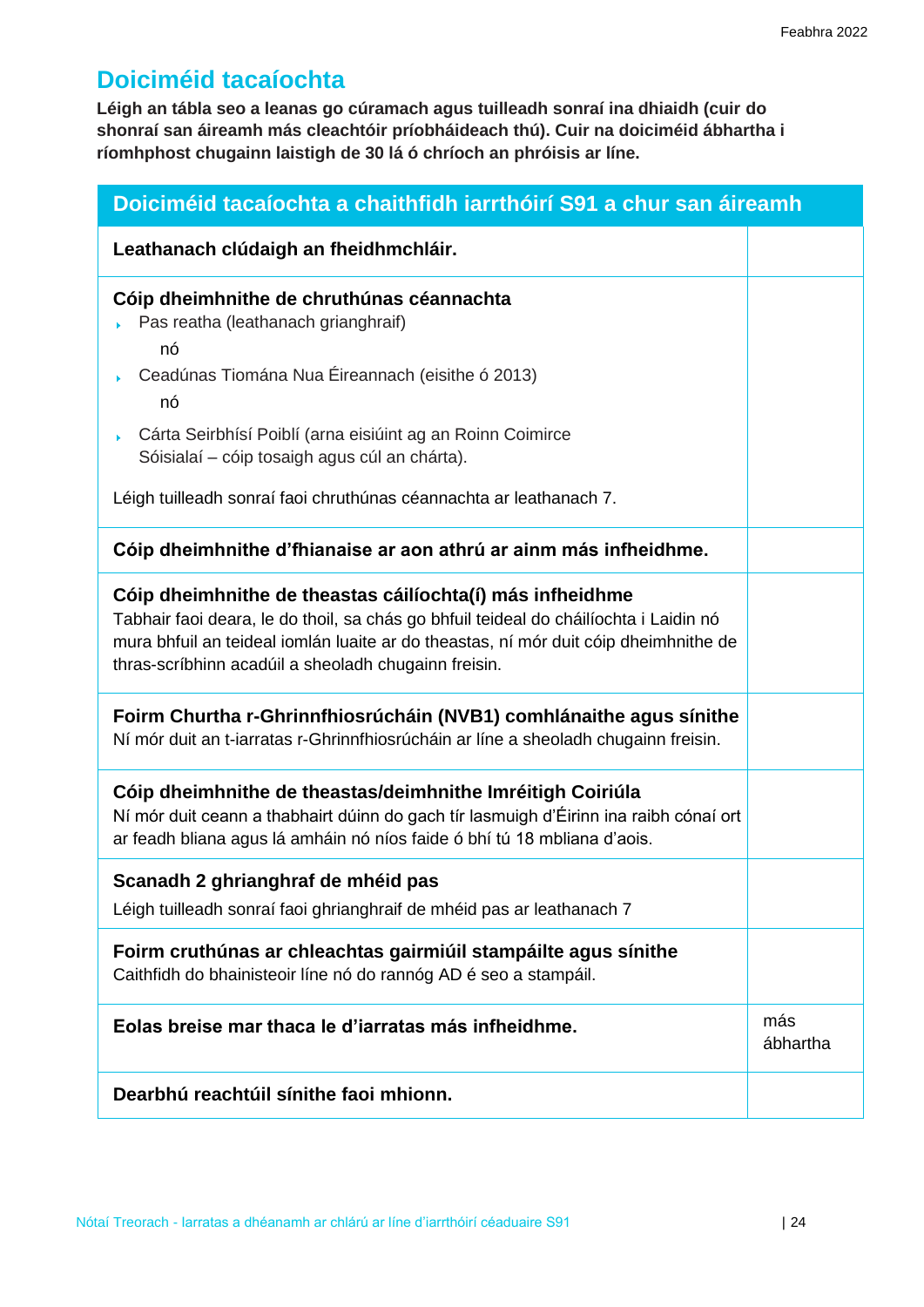## Doiciméid tacaíochta

**Léigh an tábla seo a leanas go cúramach agus tuilleadh sonraí ina dhiaidh (cuir do shonraí san áireamh más cleachtóir príobháideach thú). Cuir na doiciméid ábhartha i ríomhphost chugainn laistigh de 30 lá ó chríoch an phróisis ar líne.**

| Doiciméid tacaíochta a chaithfidh iarrthóirí S91 a chur san áireamh | |
|---|---|
| **Leathanach clúdaigh an fheidhmchláir.** | |
| **Cóip dheimhnithe de chruthúnas céannachta**<br>- Pas reatha (leathanach grianghraif)<br>nó<br>- Ceadúnas Tiomána Nua Éireannach (eisithe ó 2013)<br>nó<br>- Cárta Seirbhísí Poiblí (arna eisiúint ag an Roinn Coimirce Sóisialaí – cóip tosaigh agus cúl an chárta).<br><br>Léigh tuilleadh sonraí faoi chruthúnas céannachta ar leathanach 7. | |
| **Cóip dheimhnithe d'fhianaise ar aon athrú ar ainm más infheidhme.** | |
| **Cóip dheimhnithe de theastas cáilíochta(í) más infheidhme**<br>Tabhair faoi deara, le do thoil, sa chás go bhfuil teideal do cháilíochta i Laidin nó mura bhfuil an teideal iomlán luaite ar do theastas, ní mór duit cóip dheimhnithe de thras-scríbhinn acadúil a sheoladh chugainn freisin. | |
| **Foirm Churtha r-Ghrinnfhiosrúcháin (NVB1) comhlánaithe agus sínithe**<br>Ní mór duit an t-iarratas r-Ghrinnfhiosrúcháin ar líne a sheoladh chugainn freisin. | |
| **Cóip dheimhnithe de theastas/deimhnithe Imréitigh Coiriúla**<br>Ní mór duit ceann a thabhairt dúinn do gach tír lasmuigh d'Éirinn ina raibh cónaí ort ar feadh bliana agus lá amháin nó níos faide ó bhí tú 18 mbliana d'aois. | |
| **Scanadh 2 ghrianghraf de mhéid pas**<br>Léigh tuilleadh sonraí faoi ghrianghraif de mhéid pas ar leathanach 7 | |
| **Foirm cruthúnas ar chleachtas gairmiúil stampáilte agus sínithe**<br>Caithfidh do bhainisteoir líne nó do rannóg AD é seo a stampáil. | |
| **Eolas breise mar thaca le d'iarratas más infheidhme.** | más ábhartha |
| **Dearbhú reachtúil sínithe faoi mhionn.** | |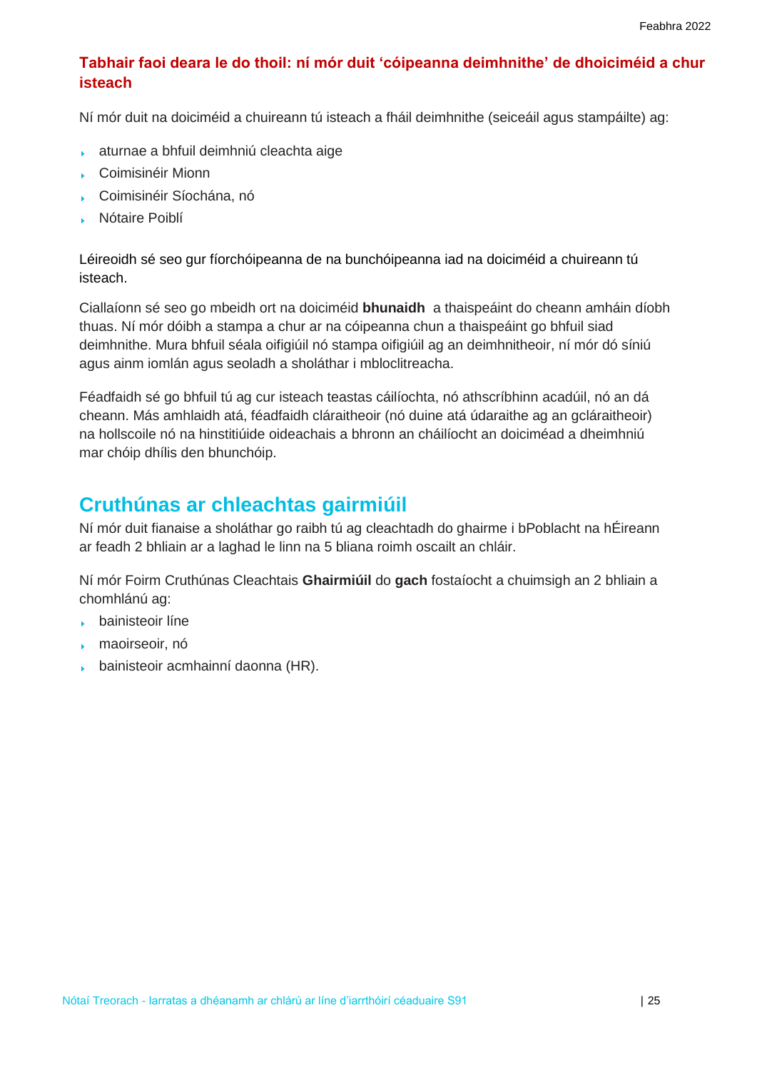### Tabhair faoi deara le do thoil: ní mór duit 'cóipeanna deimhnithe' de dhoiciméid a chur isteach

Ní mór duit na doiciméid a chuireann tú isteach a fháil deimhnithe (seiceáil agus stampáilte) ag:

- aturnae a bhfuil deimhniú cleachta aige
- Coimisinéir Mionn
- Coimisinéir Síochána, nó
- Nótaire Poiblí

Léireoidh sé seo gur fíorchóipeanna de na bunchóipeanna iad na doiciméid a chuireann tú isteach.

Ciallaíonn sé seo go mbeidh ort na doiciméid **bhunaidh** a thaispeáint do cheann amháin díobh thuas. Ní mór dóibh a stampa a chur ar na cóipeanna chun a thaispeáint go bhfuil siad deimhnithe. Mura bhfuil séala oifigiúil nó stampa oifigiúil ag an deimhnitheoir, ní mór dó síniú agus ainm iomlán agus seoladh a sholáthar i mbloclitreacha.

Féadfaidh sé go bhfuil tú ag cur isteach teastas cáilíochta, nó athscríbhinn acadúil, nó an dá cheann. Más amhlaidh atá, féadfaidh cláraitheoir (nó duine atá údaraithe ag an gcláraitheoir) na hollscoile nó na hinstitiúide oideachais a bhronn an cháilíocht an doiciméad a dheimhniú mar chóip dhílis den bhunchóip.

## Cruthúnas ar chleachtas gairmiúil

Ní mór duit fianaise a sholáthar go raibh tú ag cleachtadh do ghairme i bPoblacht na hÉireann ar feadh 2 bhliain ar a laghad le linn na 5 bliana roimh oscailt an chláir.

Ní mór Foirm Cruthúnas Cleachtais **Ghairmiúil** do **gach** fostaíocht a chuimsigh an 2 bhliain a chomhlánú ag:

- bainisteoir líne
- maoirseoir, nó
- bainisteoir acmhainní daonna (HR).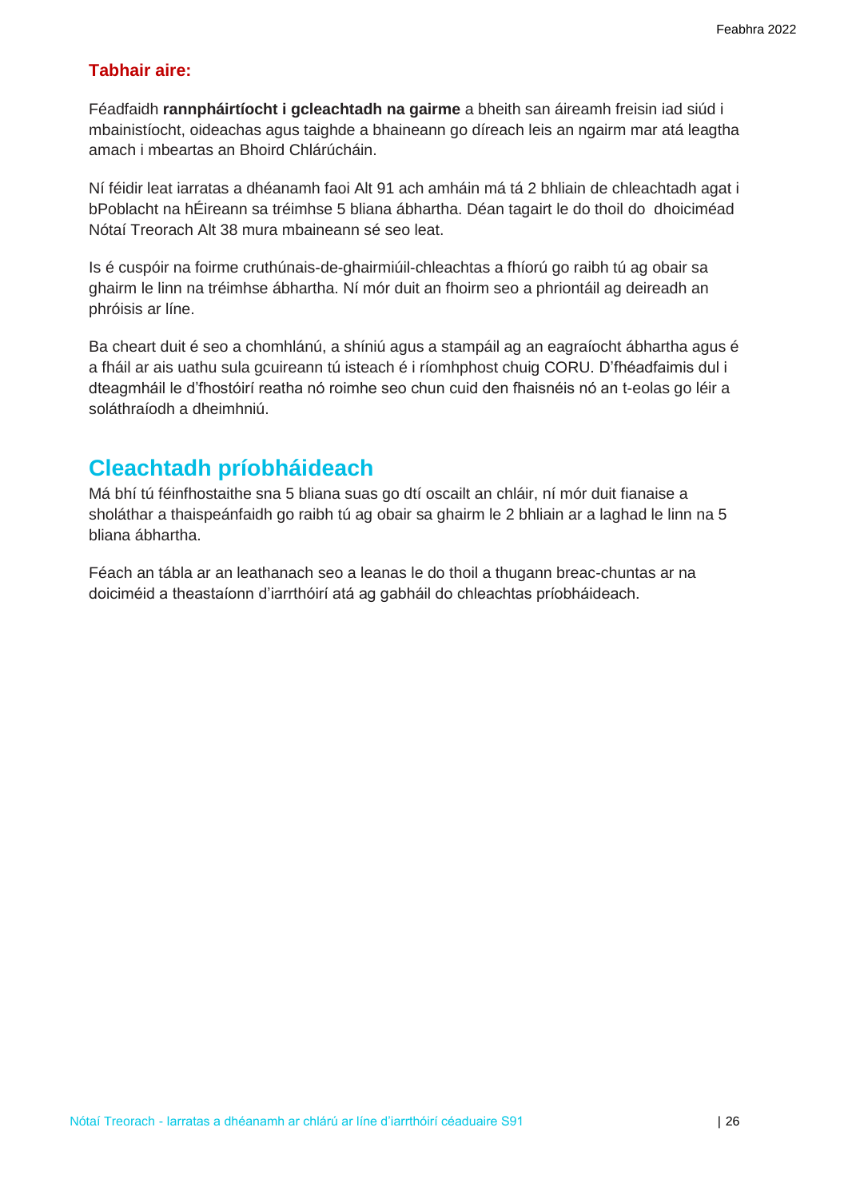**Tabhair aire:**

Féadfaidh **rannpháirtíocht i gcleachtadh na gairme** a bheith san áireamh freisin iad siúd i mbainistíocht, oideachas agus taighde a bhaineann go díreach leis an ngairm mar atá leagtha amach i mbeartas an Bhoird Chlárúcháin.

Ní féidir leat iarratas a dhéanamh faoi Alt 91 ach amháin má tá 2 bhliain de chleachtadh agat i bPoblacht na hÉireann sa tréimhse 5 bliana ábhartha. Déan tagairt le do thoil do dhoiciméad Nótaí Treorach Alt 38 mura mbaineann sé seo leat.

Is é cuspóir na foirme cruthúnais-de-ghairmiúil-chleachtas a fhíorú go raibh tú ag obair sa ghairm le linn na tréimhse ábhartha. Ní mór duit an fhoirm seo a phriontáil ag deireadh an phróisis ar líne.

Ba cheart duit é seo a chomhlánú, a shíniú agus a stampáil ag an eagraíocht ábhartha agus é a fháil ar ais uathu sula gcuireann tú isteach é i ríomhphost chuig CORU. D'fhéadfaimis dul i dteagmháil le d'fhostóirí reatha nó roimhe seo chun cuid den fhaisnéis nó an t-eolas go léir a soláthraíodh a dheimhniú.

## Cleachtadh príobháideach

Má bhí tú féinfhostaithe sna 5 bliana suas go dtí oscailt an chláir, ní mór duit fianaise a sholáthar a thaispeánfaidh go raibh tú ag obair sa ghairm le 2 bhliain ar a laghad le linn na 5 bliana ábhartha.

Féach an tábla ar an leathanach seo a leanas le do thoil a thugann breac-chuntas ar na doiciméid a theastaíonn d'iarrthóirí atá ag gabháil do chleachtas príobháideach.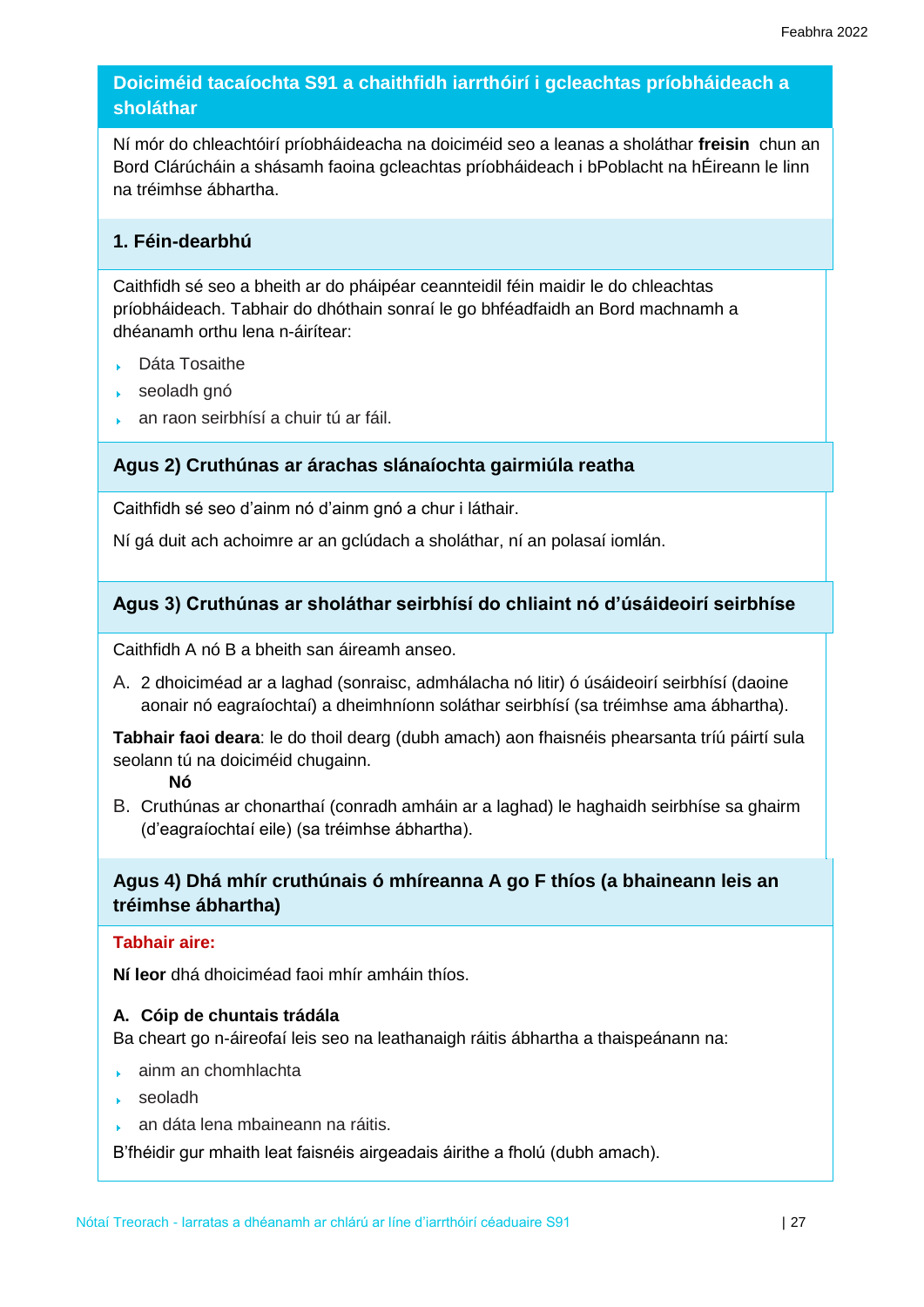## Doiciméid tacaíochta S91 a chaithfidh iarrthóirí i gcleachtas príobháideach a sholáthar

Ní mór do chleachtóirí príobháideacha na doiciméid seo a leanas a sholáthar **freisin** chun an Bord Clárúcháin a shásamh faoina gcleachtas príobháideach i bPoblacht na hÉireann le linn na tréimhse ábhartha.

### 1. Féin-dearbhú

Caithfidh sé seo a bheith ar do pháipéar ceannteidil féin maidir le do chleachtas príobháideach. Tabhair do dhóthain sonraí le go bhféadfaidh an Bord machnamh a dhéanamh orthu lena n-áirítear:

- Dáta Tosaithe
- seoladh gnó
- an raon seirbhísí a chuir tú ar fáil.

### Agus 2) Cruthúnas ar árachas slánaíochta gairmiúla reatha

Caithfidh sé seo d'ainm nó d'ainm gnó a chur i láthair.

Ní gá duit ach achoimre ar an gclúdach a sholáthar, ní an polasaí iomlán.

### Agus 3) Cruthúnas ar sholáthar seirbhísí do chliaint nó d'úsáideoirí seirbhíse

Caithfidh A nó B a bheith san áireamh anseo.

A. 2 dhoiciméad ar a laghad (sonraisc, admhálacha nó litir) ó úsáideoirí seirbhísí (daoine aonair nó eagraíochtaí) a dheimhníonn soláthar seirbhísí (sa tréimhse ama ábhartha).

**Tabhair faoi deara**: le do thoil dearg (dubh amach) aon fhaisnéis phearsanta tríú páirtí sula seolann tú na doiciméid chugainn.

**Nó**

B. Cruthúnas ar chonarthaí (conradh amháin ar a laghad) le haghaidh seirbhíse sa ghairm (d'eagraíochtaí eile) (sa tréimhse ábhartha).

### Agus 4) Dhá mhír cruthúnais ó mhíreanna A go F thíos (a bhaineann leis an tréimhse ábhartha)

**Tabhair aire:**

**Ní leor** dhá dhoiciméad faoi mhír amháin thíos.

**A. Cóip de chuntais trádála**
Ba cheart go n-áireofaí leis seo na leathanaigh ráitis ábhartha a thaispeánann na:

- ainm an chomhlachta
- seoladh
- an dáta lena mbaineann na ráitis.

B'fhéidir gur mhaith leat faisnéis airgeadais áirithe a fholú (dubh amach).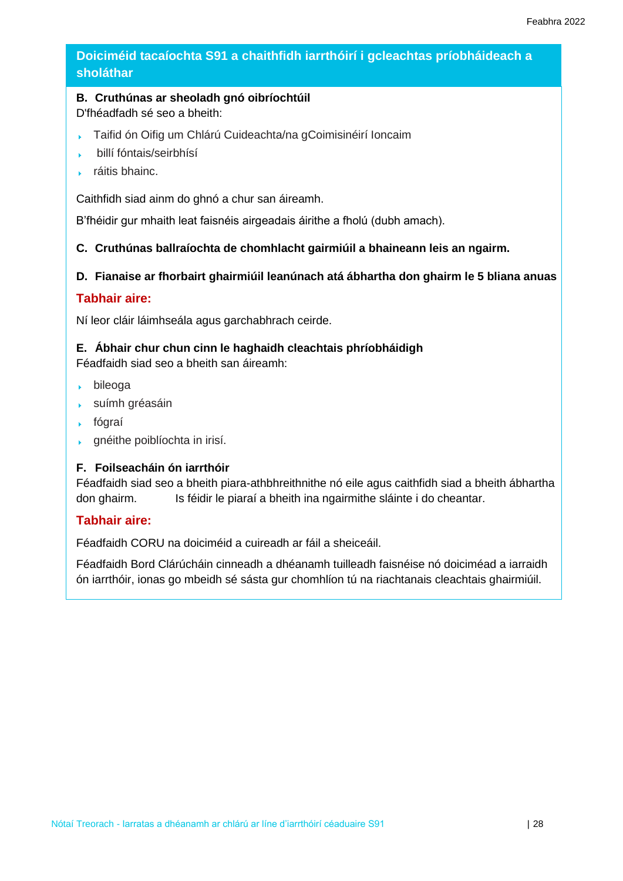## Doiciméid tacaíochta S91 a chaithfidh iarrthóirí i gcleachtas príobháideach a sholáthar

**B. Cruthúnas ar sheoladh gnó oibríochtúil**
D'fhéadfadh sé seo a bheith:

- Taifid ón Oifig um Chlárú Cuideachta/na gCoimisinéirí Ioncaim
- billí fóntais/seirbhísí
- ráitis bhainc.

Caithfidh siad ainm do ghnó a chur san áireamh.

B'fhéidir gur mhaith leat faisnéis airgeadais áirithe a fholú (dubh amach).

**C. Cruthúnas ballraíochta de chomhlacht gairmiúil a bhaineann leis an ngairm.**

**D. Fianaise ar fhorbairt ghairmiúil leanúnach atá ábhartha don ghairm le 5 bliana anuas**

**Tabhair aire:**

Ní leor cláir láimhseála agus garchabhrach ceirde.

**E. Ábhair chur chun cinn le haghaidh cleachtais phríobháidigh**
Féadfaidh siad seo a bheith san áireamh:

- bileoga
- suímh gréasáin
- fógraí
- gnéithe poiblíochta in irisí.

**F. Foilseacháin ón iarrthóir**
Féadfaidh siad seo a bheith piara-athbhreithnithe nó eile agus caithfidh siad a bheith ábhartha don ghairm. Is féidir le piaraí a bheith ina ngairmithe sláinte i do cheantar.

**Tabhair aire:**

Féadfaidh CORU na doiciméid a cuireadh ar fáil a sheiceáil.

Féadfaidh Bord Clárúcháin cinneadh a dhéanamh tuilleadh faisnéise nó doiciméad a iarraidh ón iarrthóir, ionas go mbeidh sé sásta gur chomhlíon tú na riachtanais cleachtais ghairmiúil.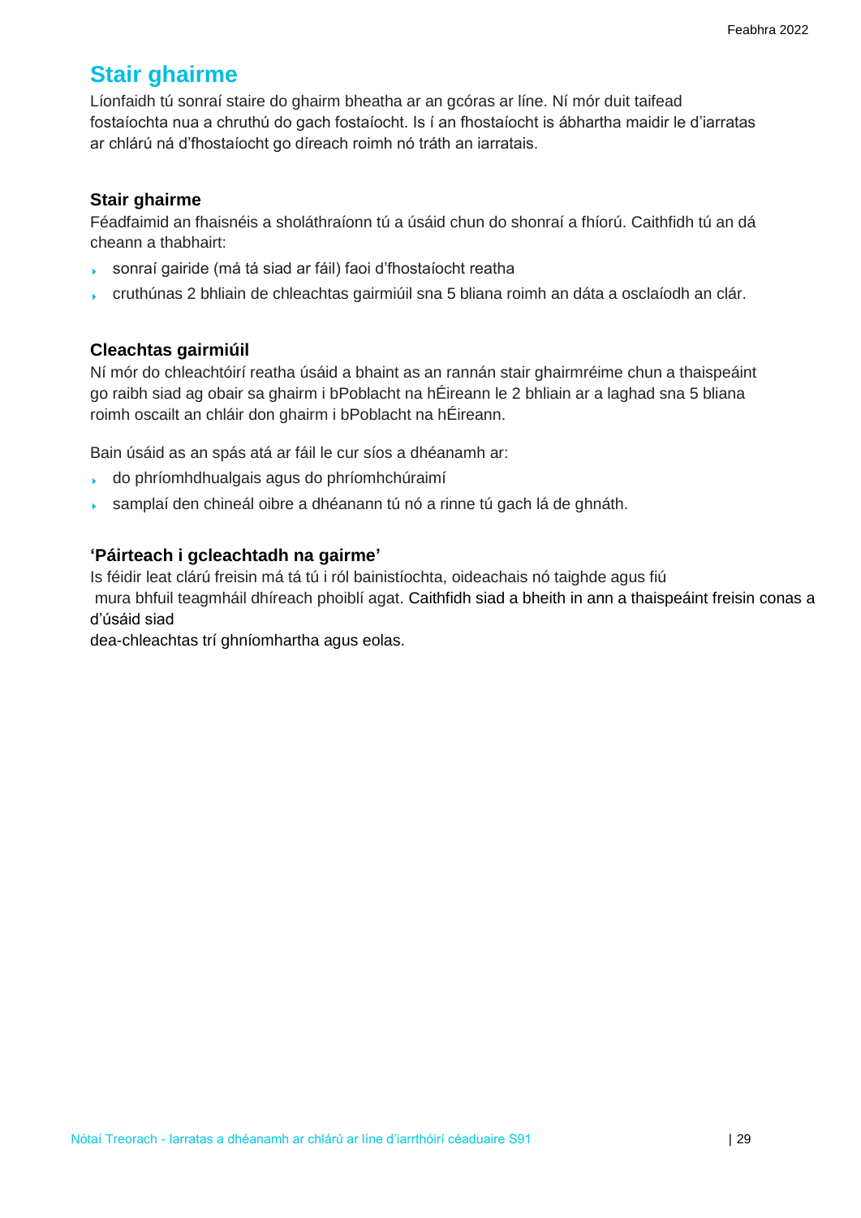## Stair ghairme

Líonfaidh tú sonraí staire do ghairm bheatha ar an gcóras ar líne. Ní mór duit taifead fostaíochta nua a chruthú do gach fostaíocht. Is í an fhostaíocht is ábhartha maidir le d'iarratas ar chlárú ná d'fhostaíocht go díreach roimh nó tráth an iarratais.

### Stair ghairme

Féadfaimid an fhaisnéis a sholáthraíonn tú a úsáid chun do shonraí a fhíorú. Caithfidh tú an dá cheann a thabhairt:

- sonraí gairide (má tá siad ar fáil) faoi d'fhostaíocht reatha
- cruthúnas 2 bhliain de chleachtas gairmiúil sna 5 bliana roimh an dáta a osclaíodh an clár.

### Cleachtas gairmiúil

Ní mór do chleachtóirí reatha úsáid a bhaint as an rannán stair ghairmréime chun a thaispeáint go raibh siad ag obair sa ghairm i bPoblacht na hÉireann le 2 bhliain ar a laghad sna 5 bliana roimh oscailt an chláir don ghairm i bPoblacht na hÉireann.

Bain úsáid as an spás atá ar fáil le cur síos a dhéanamh ar:

- do phríomhdhualgais agus do phríomhchúraimí
- samplaí den chineál oibre a dhéanann tú nó a rinne tú gach lá de ghnáth.

### 'Páirteach i gcleachtadh na gairme'

Is féidir leat clárú freisin má tá tú i ról bainistíochta, oideachais nó taighde agus fiú mura bhfuil teagmháil dhíreach phoiblí agat. Caithfidh siad a bheith in ann a thaispeáint freisin conas a d'úsáid siad dea-chleachtas trí ghníomhartha agus eolas.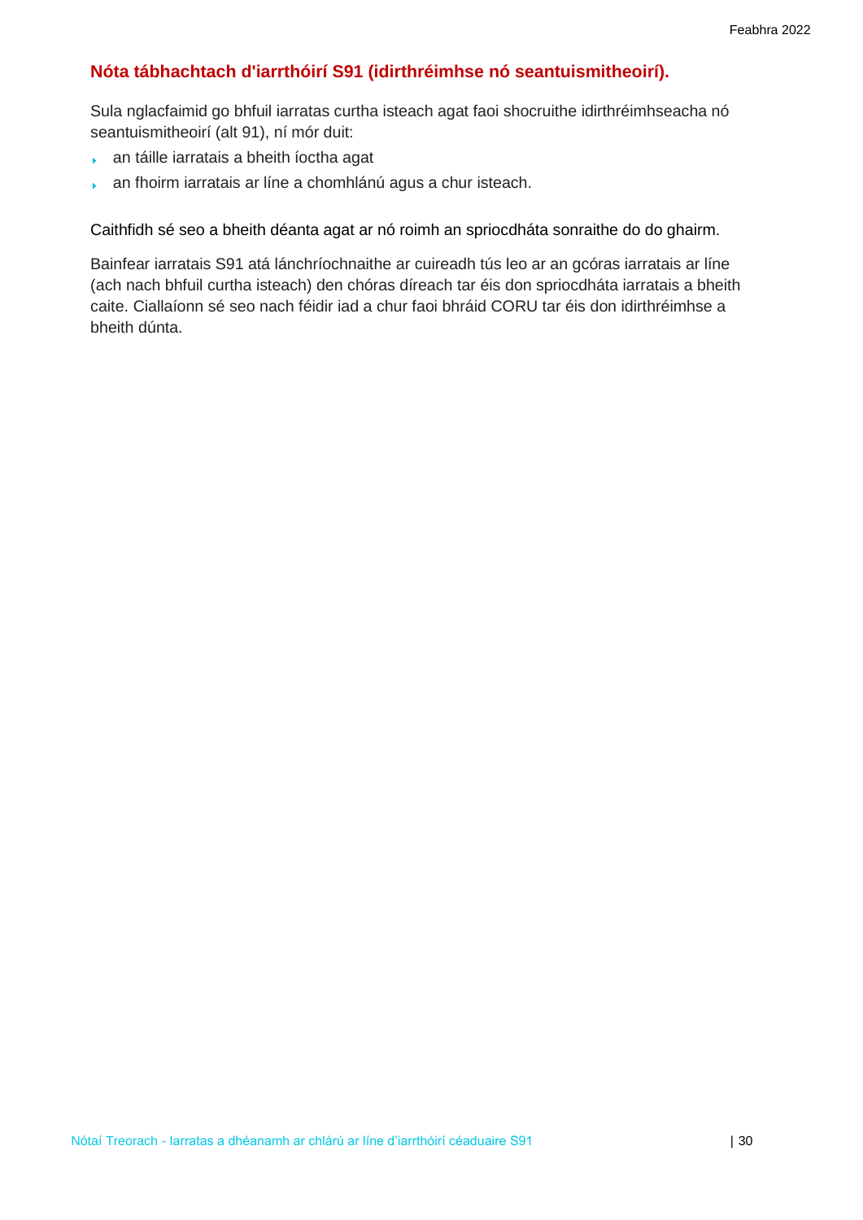## Nóta tábhachtach d'iarrthóirí S91 (idirthréimhse nó seantuismitheoirí).

Sula nglacfaimid go bhfuil iarratas curtha isteach agat faoi shocruithe idirthréimhseacha nó seantuismitheoirí (alt 91), ní mór duit:

- an táille iarratais a bheith íoctha agat
- an fhoirm iarratais ar líne a chomhlánú agus a chur isteach.

Caithfidh sé seo a bheith déanta agat ar nó roimh an spriocdháta sonraithe do do ghairm.

Bainfear iarratais S91 atá lánchríochnaithe ar cuireadh tús leo ar an gcóras iarratais ar líne (ach nach bhfuil curtha isteach) den chóras díreach tar éis don spriocdháta iarratais a bheith caite. Ciallaíonn sé seo nach féidir iad a chur faoi bhráid CORU tar éis don idirthréimhse a bheith dúnta.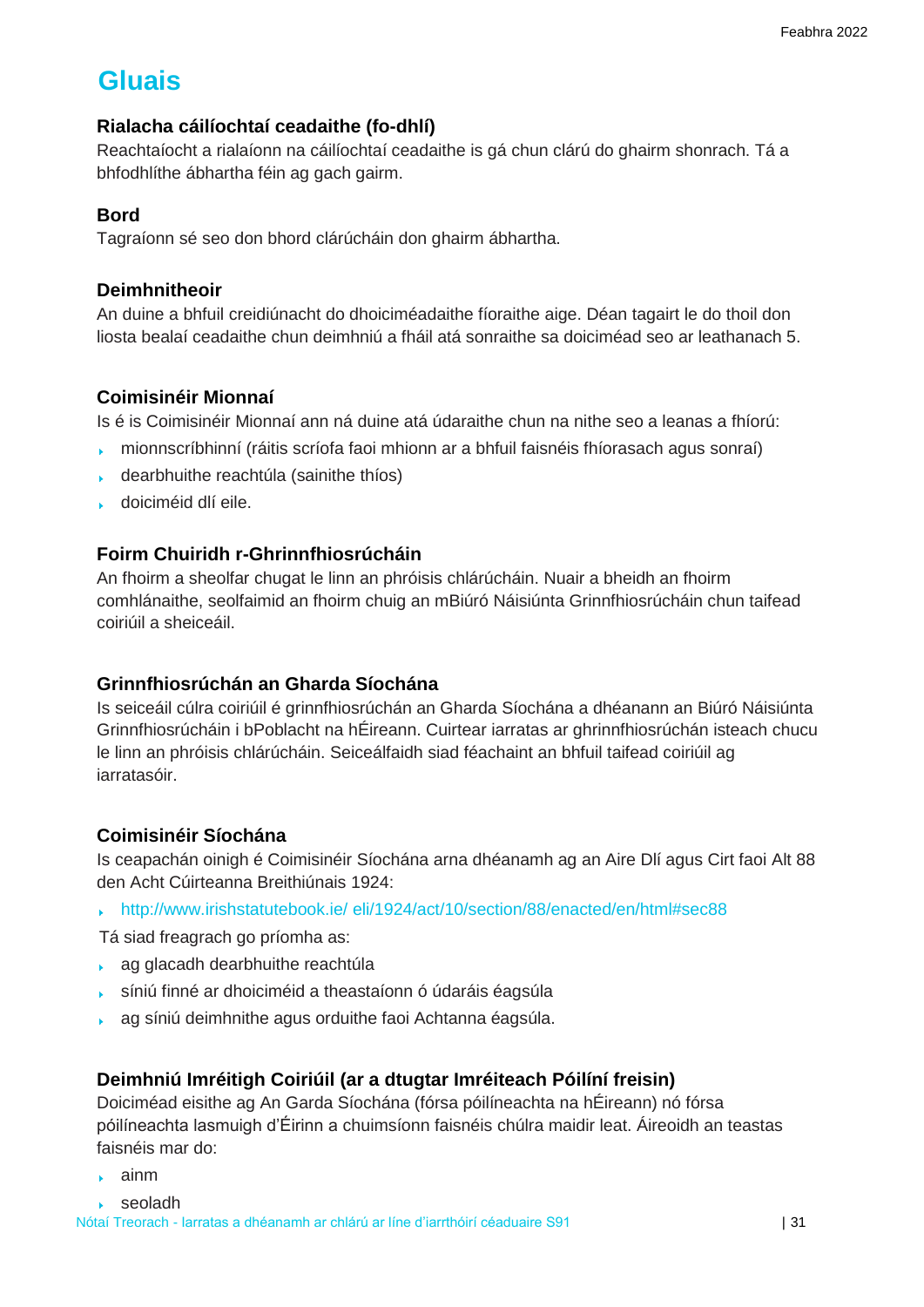# Gluais

### Rialacha cáilíochtaí ceadaithe (fo-dhlí)

Reachtaíocht a rialaíonn na cáilíochtaí ceadaithe is gá chun clárú do ghairm shonrach. Tá a bhfodhlíthe ábhartha féin ag gach gairm.

### Bord

Tagraíonn sé seo don bhord clárúcháin don ghairm ábhartha.

### Deimhnitheoir

An duine a bhfuil creidiúnacht do dhoiciméadaithe fíoraithe aige. Déan tagairt le do thoil don liosta bealaí ceadaithe chun deimhniú a fháil atá sonraithe sa doiciméad seo ar leathanach 5.

### Coimisinéir Mionnaí

Is é is Coimisinéir Mionnaí ann ná duine atá údaraithe chun na nithe seo a leanas a fhíorú:

- mionnscríbhinní (ráitis scríofa faoi mhionn ar a bhfuil faisnéis fhíorasach agus sonraí)
- dearbhuithe reachtúla (sainithe thíos)
- doiciméid dlí eile.

### Foirm Chuiridh r-Ghrinnfhiosrúcháin

An fhoirm a sheolfar chugat le linn an phróisis chlárúcháin. Nuair a bheidh an fhoirm comhlánaithe, seolfaimid an fhoirm chuig an mBiúró Náisiúnta Grinnfhiosrúcháin chun taifead coiriúil a sheiceáil.

### Grinnfhiosrúchán an Gharda Síochána

Is seiceáil cúlra coiriúil é grinnfhiosrúchán an Gharda Síochána a dhéanann an Biúró Náisiúnta Grinnfhiosrúcháin i bPoblacht na hÉireann. Cuirtear iarratas ar ghrinnfhiosrúchán isteach chucu le linn an phróisis chlárúcháin. Seiceálfaidh siad féachaint an bhfuil taifead coiriúil ag iarratasóir.

### Coimisinéir Síochána

Is ceapachán oinigh é Coimisinéir Síochána arna dhéanamh ag an Aire Dlí agus Cirt faoi Alt 88 den Acht Cúirteanna Breithiúnais 1924:

- http://www.irishstatutebook.ie/ eli/1924/act/10/section/88/enacted/en/html#sec88

Tá siad freagrach go príomha as:

- ag glacadh dearbhuithe reachtúla
- síniú finné ar dhoiciméid a theastaíonn ó údaráis éagsúla
- ag síniú deimhnithe agus orduithe faoi Achtanna éagsúla.

### Deimhniú Imréitigh Coiriúil (ar a dtugtar Imréiteach Póilíní freisin)

Doiciméad eisithe ag An Garda Síochána (fórsa póilíneachta na hÉireann) nó fórsa póilíneachta lasmuigh d'Éirinn a chuimsíonn faisnéis chúlra maidir leat. Áireoidh an teastas faisnéis mar do:

- ainm
- seoladh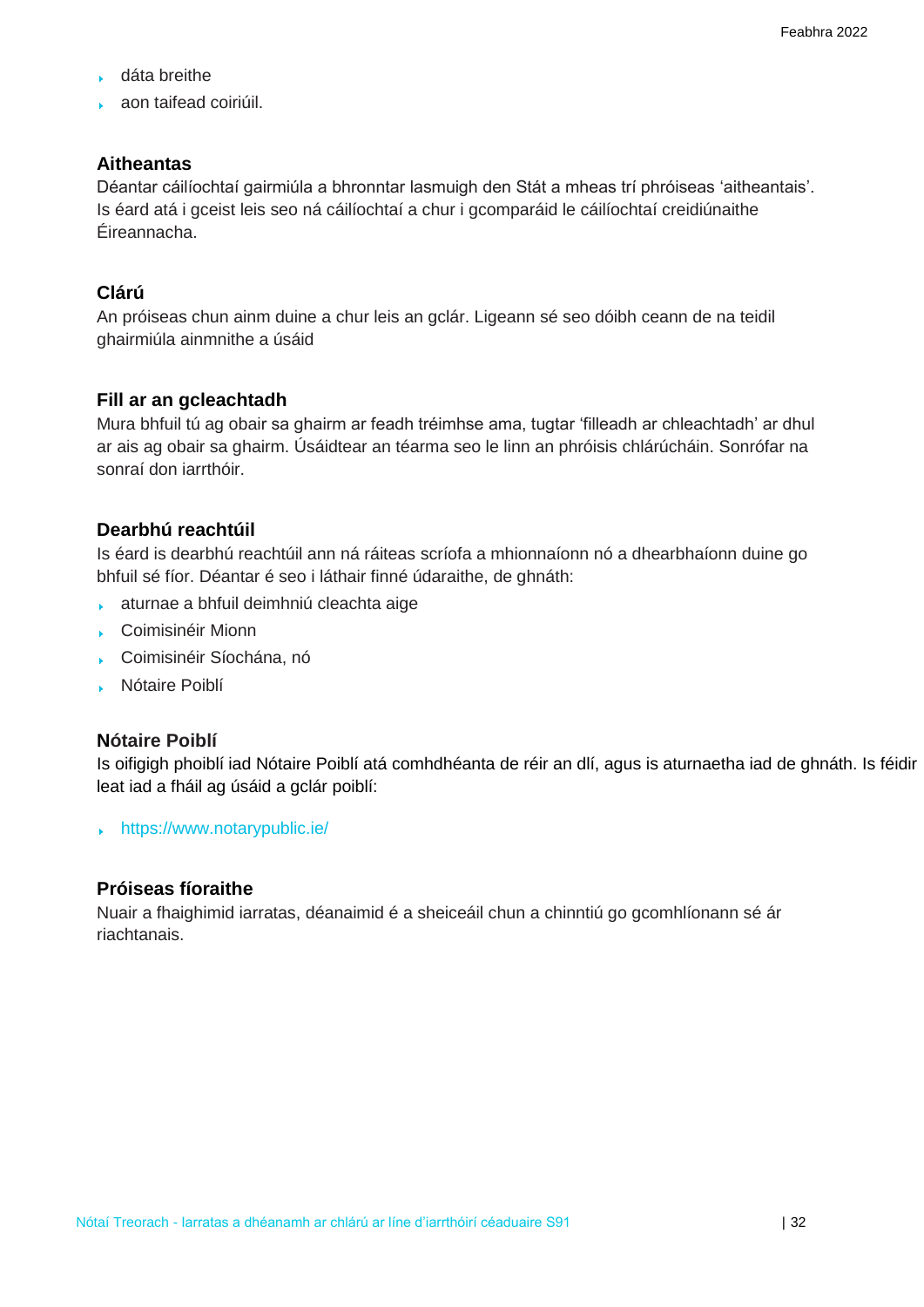- dáta breithe
- aon taifead coiriúil.

### Aitheantas

Déantar cáilíochtaí gairmiúla a bhronntar lasmuigh den Stát a mheas trí phróiseas 'aitheantais'. Is éard atá i gceist leis seo ná cáilíochtaí a chur i gcomparáid le cáilíochtaí creidiúnaithe Éireannacha.

### Clárú

An próiseas chun ainm duine a chur leis an gclár. Ligeann sé seo dóibh ceann de na teidil ghairmiúla ainmnithe a úsáid

### Fill ar an gcleachtadh

Mura bhfuil tú ag obair sa ghairm ar feadh tréimhse ama, tugtar 'filleadh ar chleachtadh' ar dhul ar ais ag obair sa ghairm. Úsáidtear an téarma seo le linn an phróisis chlárúcháin. Sonrófar na sonraí don iarrthóir.

### Dearbhú reachtúil

Is éard is dearbhú reachtúil ann ná ráiteas scríofa a mhionnaíonn nó a dhearbhaíonn duine go bhfuil sé fíor. Déantar é seo i láthair finné údaraithe, de ghnáth:

- aturnae a bhfuil deimhniú cleachta aige
- Coimisinéir Mionn
- Coimisinéir Síochána, nó
- Nótaire Poiblí

### Nótaire Poiblí

Is oifigigh phoiblí iad Nótaire Poiblí atá comhdhéanta de réir an dlí, agus is aturnaetha iad de ghnáth. Is féidir leat iad a fháil ag úsáid a gclár poiblí:

- https://www.notarypublic.ie/

### Próiseas fíoraithe

Nuair a fhaighimid iarratas, déanaimid é a sheiceáil chun a chinntiú go gcomhlíonann sé ár riachtanais.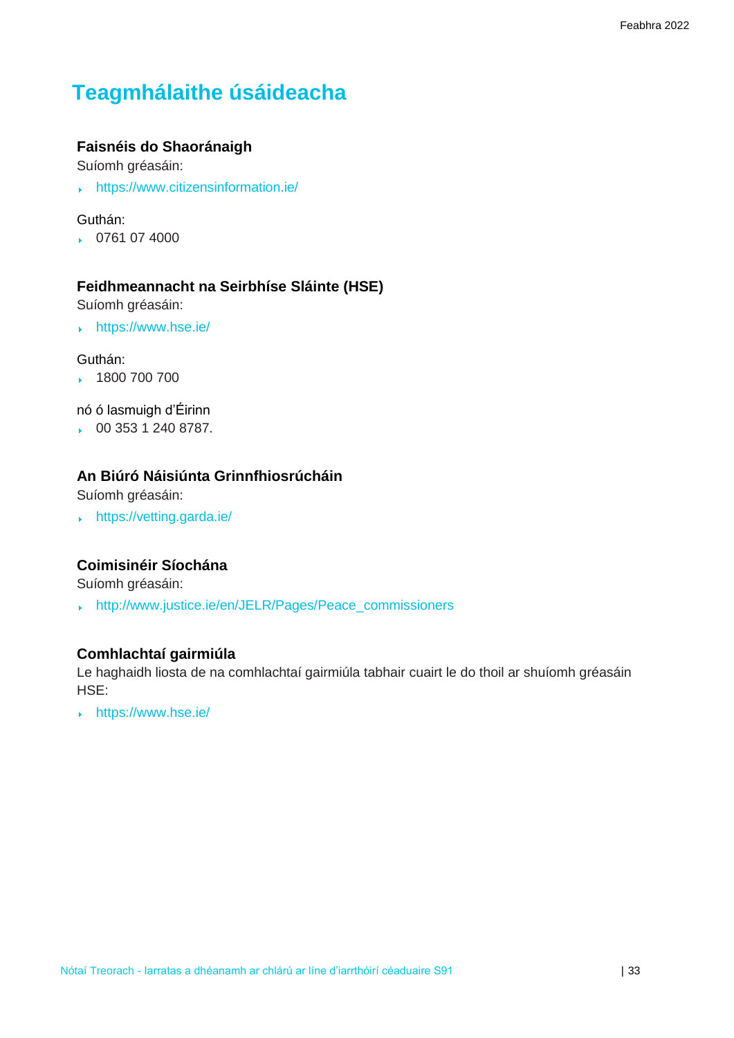# Teagmhálaithe úsáideacha

### Faisnéis do Shaoránaigh

Suíomh gréasáin:

- https://www.citizensinformation.ie/

Guthán:

- 0761 07 4000

### Feidhmeannacht na Seirbhíse Sláinte (HSE)

Suíomh gréasáin:

- https://www.hse.ie/

Guthán:

- 1800 700 700

nó ó lasmuigh d'Éirinn

- 00 353 1 240 8787.

### An Biúró Náisiúnta Grinnfhiosrúcháin

Suíomh gréasáin:

- https://vetting.garda.ie/

### Coimisinéir Síochána

Suíomh gréasáin:

- http://www.justice.ie/en/JELR/Pages/Peace_commissioners

### Comhlachtaí gairmiúla

Le haghaidh liosta de na comhlachtaí gairmiúla tabhair cuairt le do thoil ar shuíomh gréasáin HSE:

- https://www.hse.ie/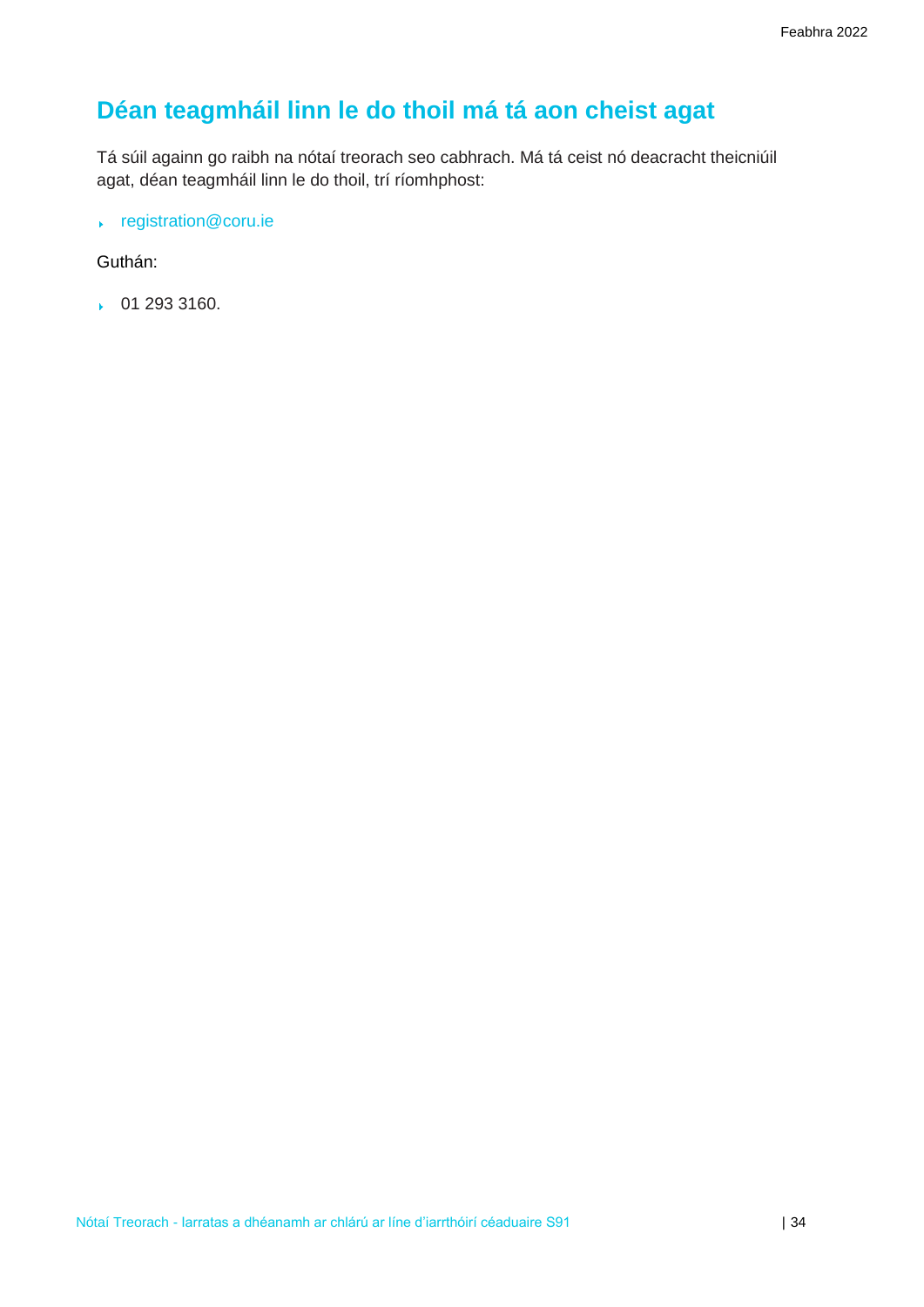## Déan teagmháil linn le do thoil má tá aon cheist agat

Tá súil againn go raibh na nótaí treorach seo cabhrach. Má tá ceist nó deacracht theicniúil agat, déan teagmháil linn le do thoil, trí ríomhphost:

- registration@coru.ie

Guthán:

- 01 293 3160.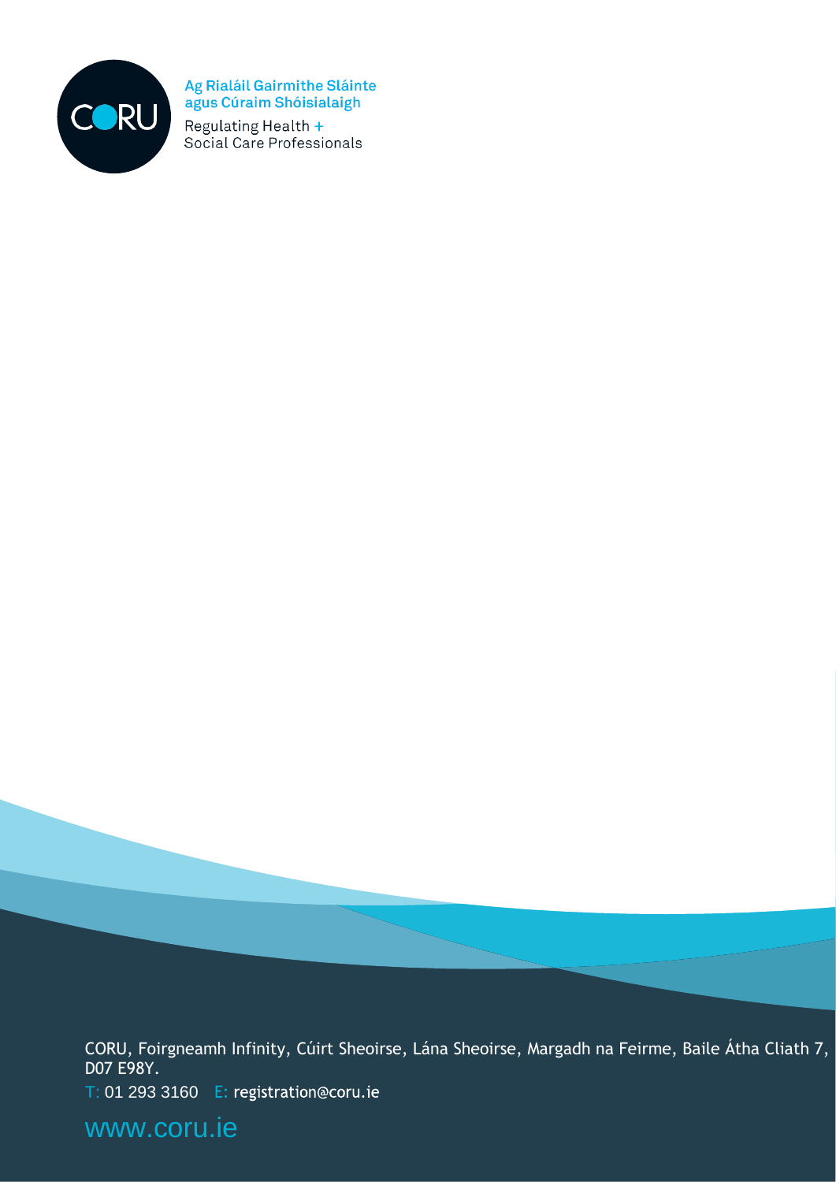Ag Rialáil Gairmithe Sláinte agus Cúraim Shóisialaigh

Regulating Health + Social Care Professionals

CORU, Foirgneamh Infinity, Cúirt Sheoirse, Lána Sheoirse, Margadh na Feirme, Baile Átha Cliath 7, D07 E98Y.

T: 01 293 3160 E: registration@coru.ie

www.coru.ie